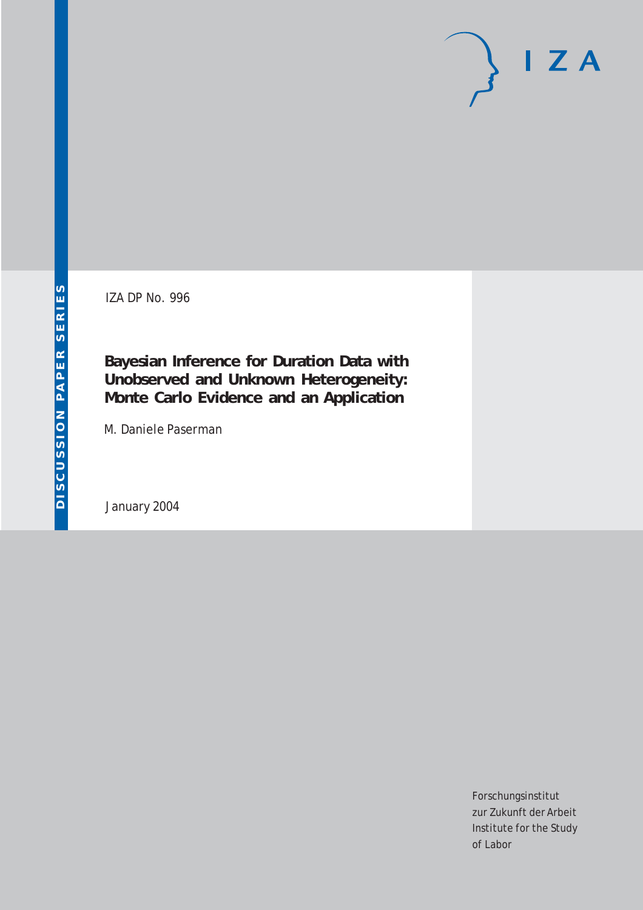DISCUSSION PAPER SERIES

IZA

IZA DP No. 996

# Bayesian Inference for Duration Data with Unobserved and Unknown Heterogeneity: Monte Carlo Evidence and an Application

M. Daniele Paserman

January 2004

Forschungsinstitut
zur Zukunft der Arbeit
Institute for the Study
of Labor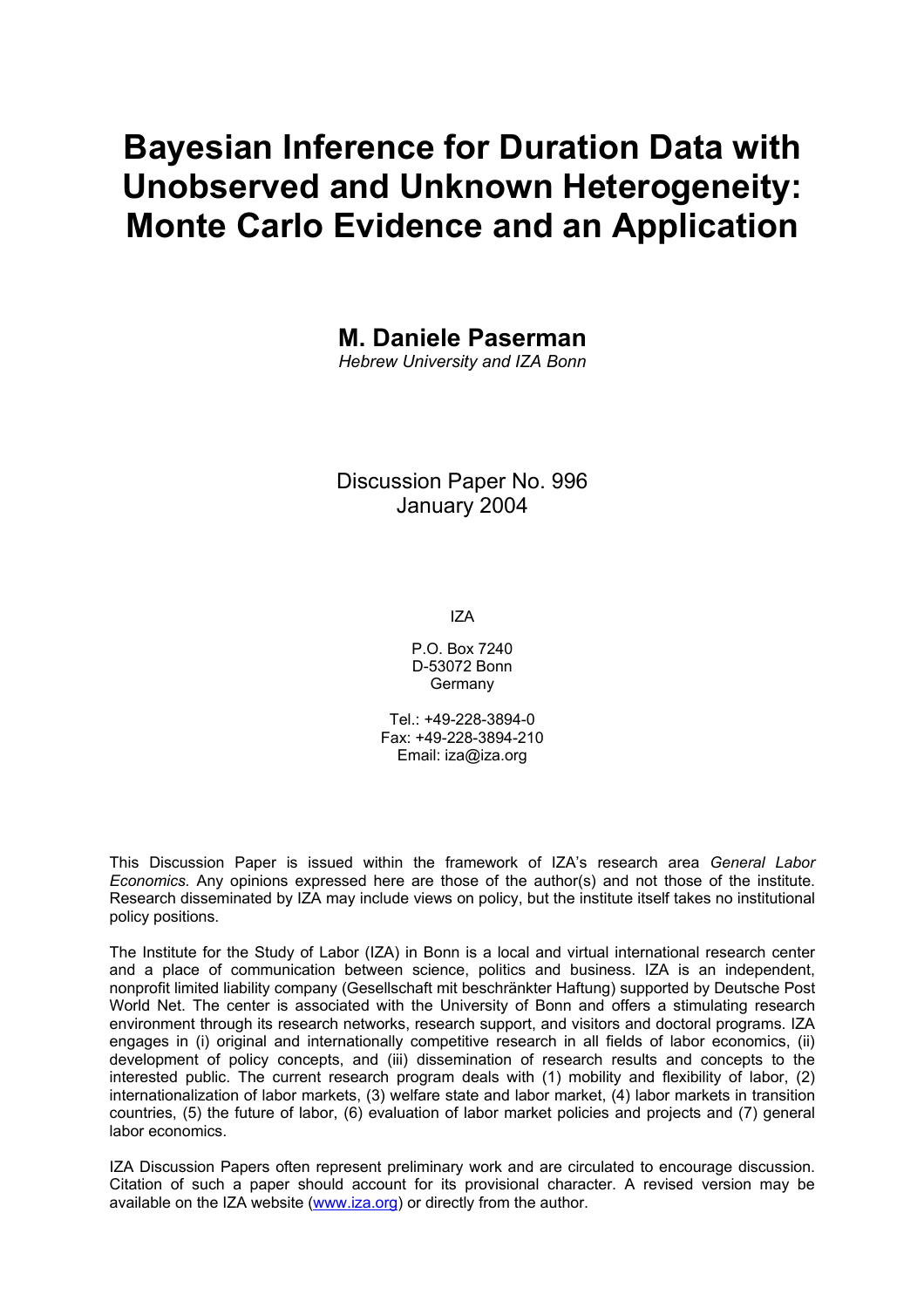# Bayesian Inference for Duration Data with Unobserved and Unknown Heterogeneity: Monte Carlo Evidence and an Application

## M. Daniele Paserman

*Hebrew University and IZA Bonn*

Discussion Paper No. 996
January 2004

IZA

P.O. Box 7240
D-53072 Bonn
Germany

Tel.: +49-228-3894-0
Fax: +49-228-3894-210
Email: iza@iza.org

This Discussion Paper is issued within the framework of IZA's research area *General Labor Economics.* Any opinions expressed here are those of the author(s) and not those of the institute. Research disseminated by IZA may include views on policy, but the institute itself takes no institutional policy positions.

The Institute for the Study of Labor (IZA) in Bonn is a local and virtual international research center and a place of communication between science, politics and business. IZA is an independent, nonprofit limited liability company (Gesellschaft mit beschränkter Haftung) supported by Deutsche Post World Net. The center is associated with the University of Bonn and offers a stimulating research environment through its research networks, research support, and visitors and doctoral programs. IZA engages in (i) original and internationally competitive research in all fields of labor economics, (ii) development of policy concepts, and (iii) dissemination of research results and concepts to the interested public. The current research program deals with (1) mobility and flexibility of labor, (2) internationalization of labor markets, (3) welfare state and labor market, (4) labor markets in transition countries, (5) the future of labor, (6) evaluation of labor market policies and projects and (7) general labor economics.

IZA Discussion Papers often represent preliminary work and are circulated to encourage discussion. Citation of such a paper should account for its provisional character. A revised version may be available on the IZA website (www.iza.org) or directly from the author.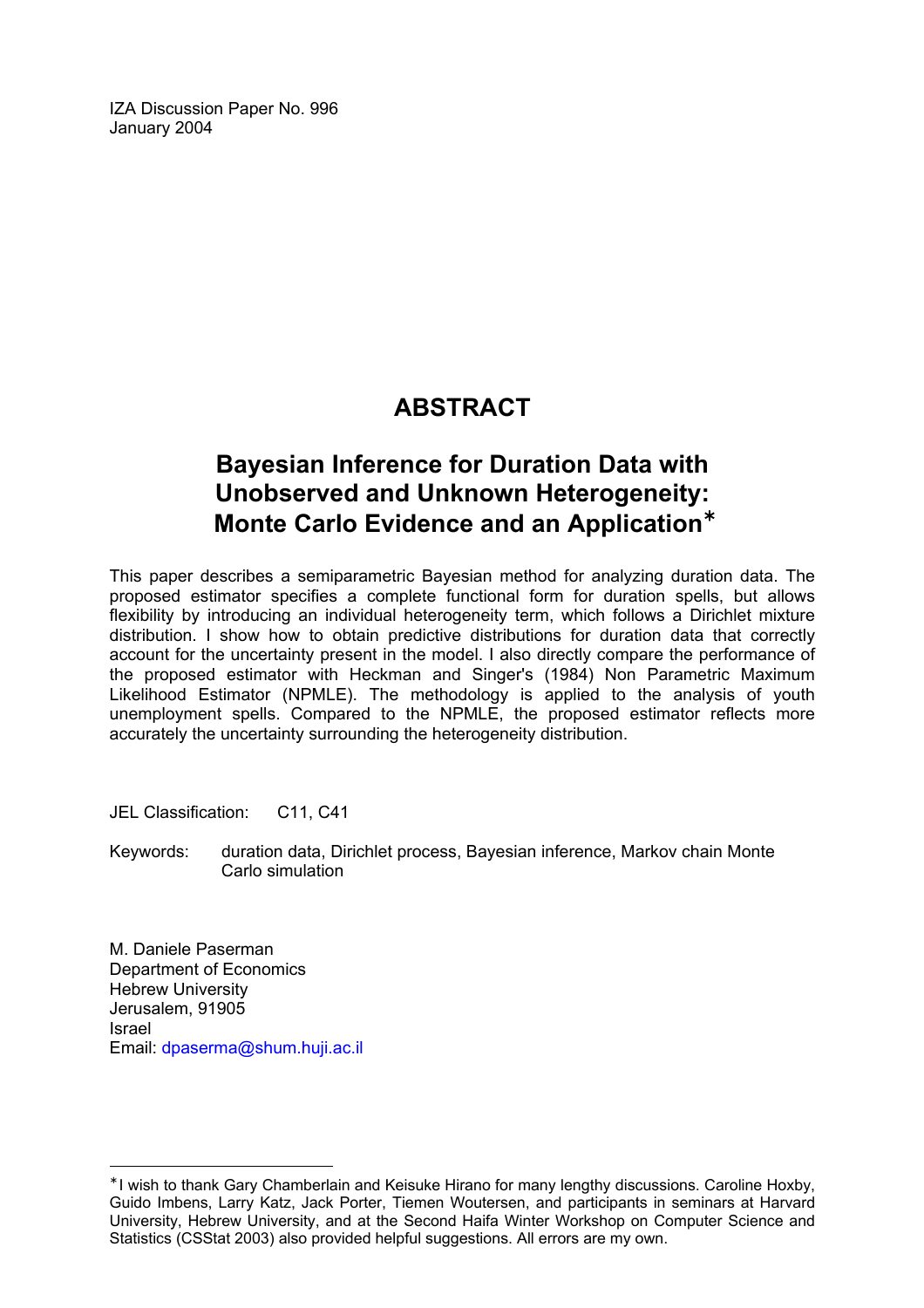IZA Discussion Paper No. 996
January 2004

# ABSTRACT

## Bayesian Inference for Duration Data with Unobserved and Unknown Heterogeneity: Monte Carlo Evidence and an Application*

This paper describes a semiparametric Bayesian method for analyzing duration data. The proposed estimator specifies a complete functional form for duration spells, but allows flexibility by introducing an individual heterogeneity term, which follows a Dirichlet mixture distribution. I show how to obtain predictive distributions for duration data that correctly account for the uncertainty present in the model. I also directly compare the performance of the proposed estimator with Heckman and Singer's (1984) Non Parametric Maximum Likelihood Estimator (NPMLE). The methodology is applied to the analysis of youth unemployment spells. Compared to the NPMLE, the proposed estimator reflects more accurately the uncertainty surrounding the heterogeneity distribution.

JEL Classification: C11, C41

Keywords: duration data, Dirichlet process, Bayesian inference, Markov chain Monte Carlo simulation

M. Daniele Paserman
Department of Economics
Hebrew University
Jerusalem, 91905
Israel
Email: dpaserma@shum.huji.ac.il

*I wish to thank Gary Chamberlain and Keisuke Hirano for many lengthy discussions. Caroline Hoxby, Guido Imbens, Larry Katz, Jack Porter, Tiemen Woutersen, and participants in seminars at Harvard University, Hebrew University, and at the Second Haifa Winter Workshop on Computer Science and Statistics (CSStat 2003) also provided helpful suggestions. All errors are my own.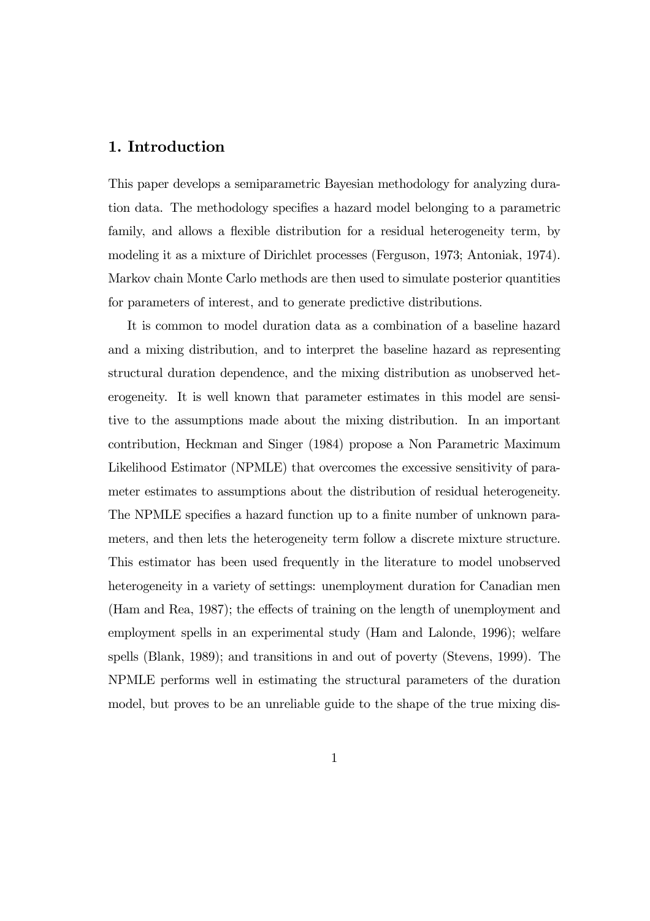## 1. Introduction

This paper develops a semiparametric Bayesian methodology for analyzing duration data. The methodology specifies a hazard model belonging to a parametric family, and allows a flexible distribution for a residual heterogeneity term, by modeling it as a mixture of Dirichlet processes (Ferguson, 1973; Antoniak, 1974). Markov chain Monte Carlo methods are then used to simulate posterior quantities for parameters of interest, and to generate predictive distributions.

It is common to model duration data as a combination of a baseline hazard and a mixing distribution, and to interpret the baseline hazard as representing structural duration dependence, and the mixing distribution as unobserved heterogeneity. It is well known that parameter estimates in this model are sensitive to the assumptions made about the mixing distribution. In an important contribution, Heckman and Singer (1984) propose a Non Parametric Maximum Likelihood Estimator (NPMLE) that overcomes the excessive sensitivity of parameter estimates to assumptions about the distribution of residual heterogeneity. The NPMLE specifies a hazard function up to a finite number of unknown parameters, and then lets the heterogeneity term follow a discrete mixture structure. This estimator has been used frequently in the literature to model unobserved heterogeneity in a variety of settings: unemployment duration for Canadian men (Ham and Rea, 1987); the effects of training on the length of unemployment and employment spells in an experimental study (Ham and Lalonde, 1996); welfare spells (Blank, 1989); and transitions in and out of poverty (Stevens, 1999). The NPMLE performs well in estimating the structural parameters of the duration model, but proves to be an unreliable guide to the shape of the true mixing dis-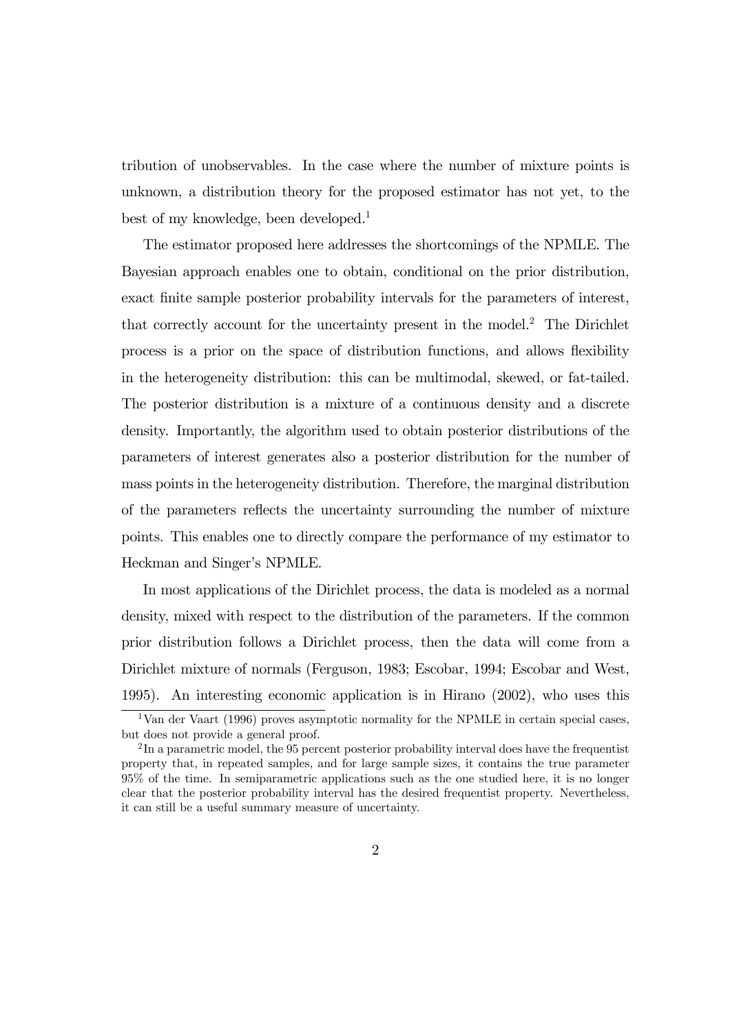tribution of unobservables. In the case where the number of mixture points is unknown, a distribution theory for the proposed estimator has not yet, to the best of my knowledge, been developed.[1]

The estimator proposed here addresses the shortcomings of the NPMLE. The Bayesian approach enables one to obtain, conditional on the prior distribution, exact finite sample posterior probability intervals for the parameters of interest, that correctly account for the uncertainty present in the model.[2] The Dirichlet process is a prior on the space of distribution functions, and allows flexibility in the heterogeneity distribution: this can be multimodal, skewed, or fat-tailed. The posterior distribution is a mixture of a continuous density and a discrete density. Importantly, the algorithm used to obtain posterior distributions of the parameters of interest generates also a posterior distribution for the number of mass points in the heterogeneity distribution. Therefore, the marginal distribution of the parameters reflects the uncertainty surrounding the number of mixture points. This enables one to directly compare the performance of my estimator to Heckman and Singer's NPMLE.

In most applications of the Dirichlet process, the data is modeled as a normal density, mixed with respect to the distribution of the parameters. If the common prior distribution follows a Dirichlet process, then the data will come from a Dirichlet mixture of normals (Ferguson, 1983; Escobar, 1994; Escobar and West, 1995). An interesting economic application is in Hirano (2002), who uses this

[1] Van der Vaart (1996) proves asymptotic normality for the NPMLE in certain special cases, but does not provide a general proof.

[2] In a parametric model, the 95 percent posterior probability interval does have the frequentist property that, in repeated samples, and for large sample sizes, it contains the true parameter 95% of the time. In semiparametric applications such as the one studied here, it is no longer clear that the posterior probability interval has the desired frequentist property. Nevertheless, it can still be a useful summary measure of uncertainty.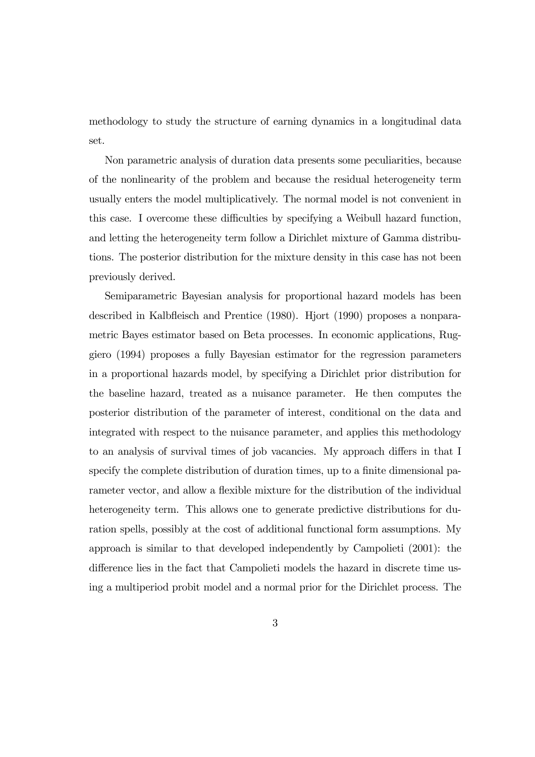methodology to study the structure of earning dynamics in a longitudinal data set.

Non parametric analysis of duration data presents some peculiarities, because of the nonlinearity of the problem and because the residual heterogeneity term usually enters the model multiplicatively. The normal model is not convenient in this case. I overcome these difficulties by specifying a Weibull hazard function, and letting the heterogeneity term follow a Dirichlet mixture of Gamma distributions. The posterior distribution for the mixture density in this case has not been previously derived.

Semiparametric Bayesian analysis for proportional hazard models has been described in Kalbfleisch and Prentice (1980). Hjort (1990) proposes a nonparametric Bayes estimator based on Beta processes. In economic applications, Ruggiero (1994) proposes a fully Bayesian estimator for the regression parameters in a proportional hazards model, by specifying a Dirichlet prior distribution for the baseline hazard, treated as a nuisance parameter. He then computes the posterior distribution of the parameter of interest, conditional on the data and integrated with respect to the nuisance parameter, and applies this methodology to an analysis of survival times of job vacancies. My approach differs in that I specify the complete distribution of duration times, up to a finite dimensional parameter vector, and allow a flexible mixture for the distribution of the individual heterogeneity term. This allows one to generate predictive distributions for duration spells, possibly at the cost of additional functional form assumptions. My approach is similar to that developed independently by Campolieti (2001): the difference lies in the fact that Campolieti models the hazard in discrete time using a multiperiod probit model and a normal prior for the Dirichlet process. The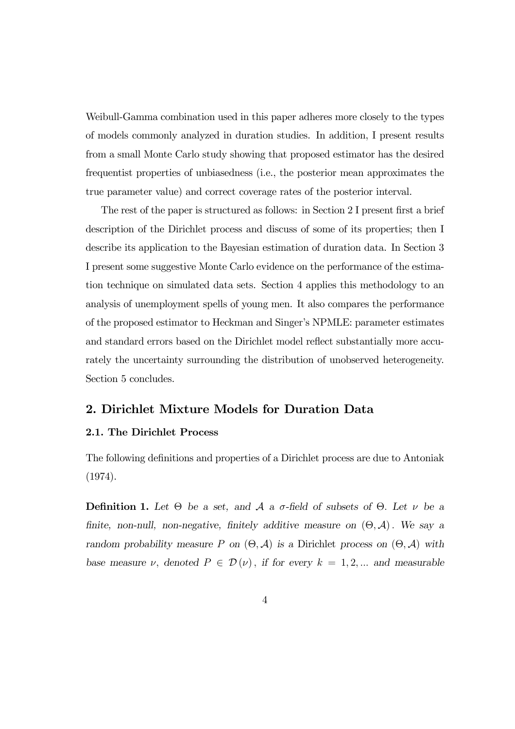Weibull-Gamma combination used in this paper adheres more closely to the types of models commonly analyzed in duration studies. In addition, I present results from a small Monte Carlo study showing that proposed estimator has the desired frequentist properties of unbiasedness (i.e., the posterior mean approximates the true parameter value) and correct coverage rates of the posterior interval.

The rest of the paper is structured as follows: in Section 2 I present first a brief description of the Dirichlet process and discuss of some of its properties; then I describe its application to the Bayesian estimation of duration data. In Section 3 I present some suggestive Monte Carlo evidence on the performance of the estimation technique on simulated data sets. Section 4 applies this methodology to an analysis of unemployment spells of young men. It also compares the performance of the proposed estimator to Heckman and Singer's NPMLE: parameter estimates and standard errors based on the Dirichlet model reflect substantially more accurately the uncertainty surrounding the distribution of unobserved heterogeneity. Section 5 concludes.

## 2. Dirichlet Mixture Models for Duration Data

### 2.1. The Dirichlet Process

The following definitions and properties of a Dirichlet process are due to Antoniak (1974).

**Definition 1.** *Let $\Theta$ be a set, and $\mathcal{A}$ a $\sigma$-field of subsets of $\Theta$. Let $\nu$ be a finite, non-null, non-negative, finitely additive measure on $(\Theta, \mathcal{A})$. We say a random probability measure $P$ on $(\Theta, \mathcal{A})$ is a* Dirichlet process *on $(\Theta, \mathcal{A})$ with base measure $\nu$, denoted $P \in \mathcal{D}(\nu)$, if for every $k = 1, 2, ...$ and measurable*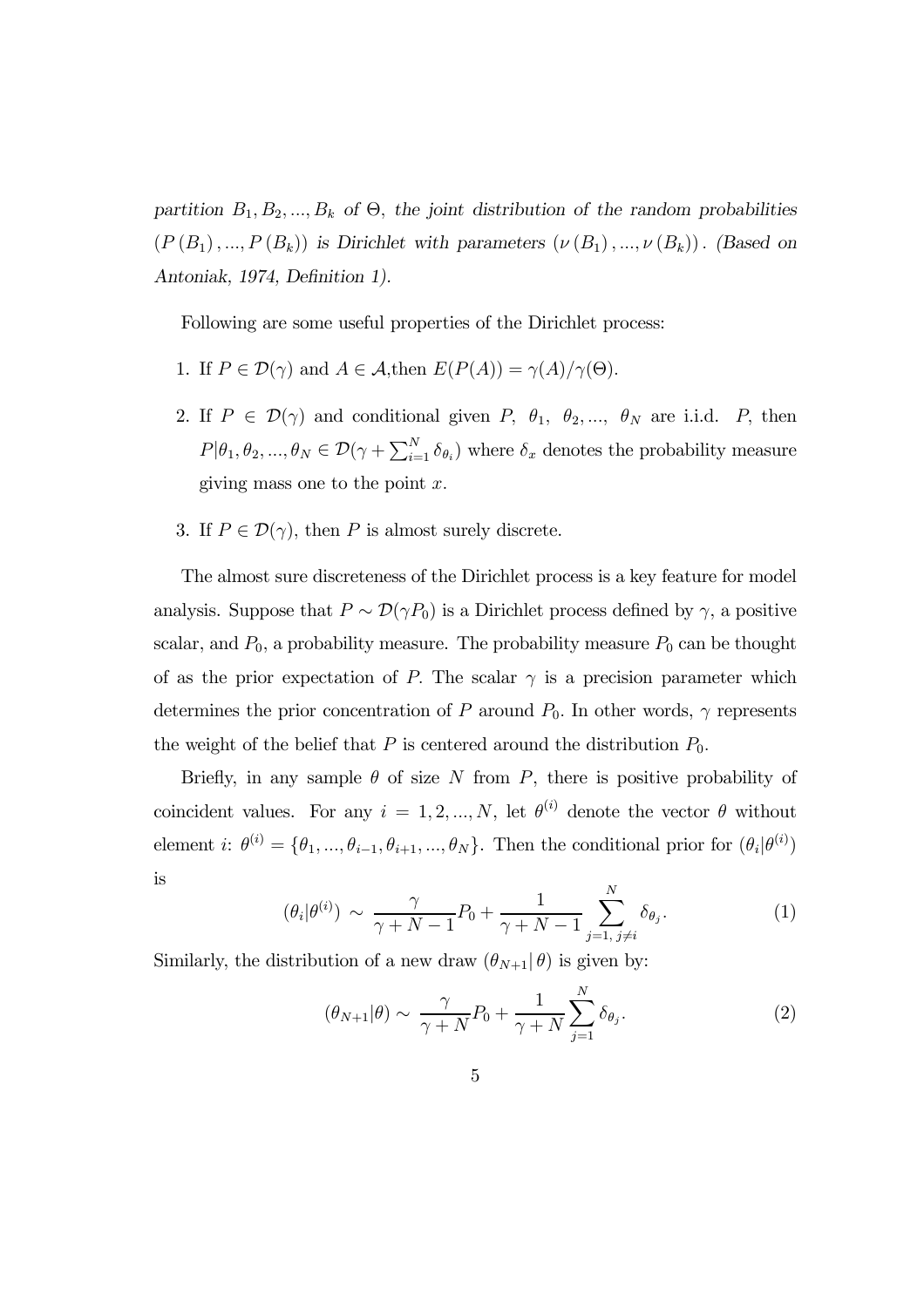*partition $B_1, B_2, ..., B_k$ of $\Theta$, the joint distribution of the random probabilities $(P(B_1), ..., P(B_k))$ is Dirichlet with parameters $(\nu(B_1), ..., \nu(B_k))$. (Based on Antoniak, 1974, Definition 1).*

Following are some useful properties of the Dirichlet process:

1. If $P \in \mathcal{D}(\gamma)$ and $A \in \mathcal{A}$,then $E(P(A)) = \gamma(A)/\gamma(\Theta)$.

2. If $P \in \mathcal{D}(\gamma)$ and conditional given $P$, $\theta_1$, $\theta_2, ...,$ $\theta_N$ are i.i.d. $P$, then $P|\theta_1, \theta_2, ..., \theta_N \in \mathcal{D}(\gamma + \sum_{i=1}^{N} \delta_{\theta_i})$ where $\delta_x$ denotes the probability measure giving mass one to the point $x$.

3. If $P \in \mathcal{D}(\gamma)$, then $P$ is almost surely discrete.

The almost sure discreteness of the Dirichlet process is a key feature for model analysis. Suppose that $P \sim \mathcal{D}(\gamma P_0)$ is a Dirichlet process defined by $\gamma$, a positive scalar, and $P_0$, a probability measure. The probability measure $P_0$ can be thought of as the prior expectation of $P$. The scalar $\gamma$ is a precision parameter which determines the prior concentration of $P$ around $P_0$. In other words, $\gamma$ represents the weight of the belief that $P$ is centered around the distribution $P_0$.

Briefly, in any sample $\theta$ of size $N$ from $P$, there is positive probability of coincident values. For any $i = 1, 2, ..., N$, let $\theta^{(i)}$ denote the vector $\theta$ without element $i$: $\theta^{(i)} = \{\theta_1, ..., \theta_{i-1}, \theta_{i+1}, ..., \theta_N\}$. Then the conditional prior for $(\theta_i|\theta^{(i)})$ is

$$(\theta_i|\theta^{(i)}) \sim \frac{\gamma}{\gamma + N - 1} P_0 + \frac{1}{\gamma + N - 1} \sum_{j=1,\, j \neq i}^{N} \delta_{\theta_j}. \tag{1}$$

Similarly, the distribution of a new draw $(\theta_{N+1}|\,\theta)$ is given by:

$$(\theta_{N+1}|\theta) \sim \frac{\gamma}{\gamma + N} P_0 + \frac{1}{\gamma + N} \sum_{j=1}^{N} \delta_{\theta_j}. \tag{2}$$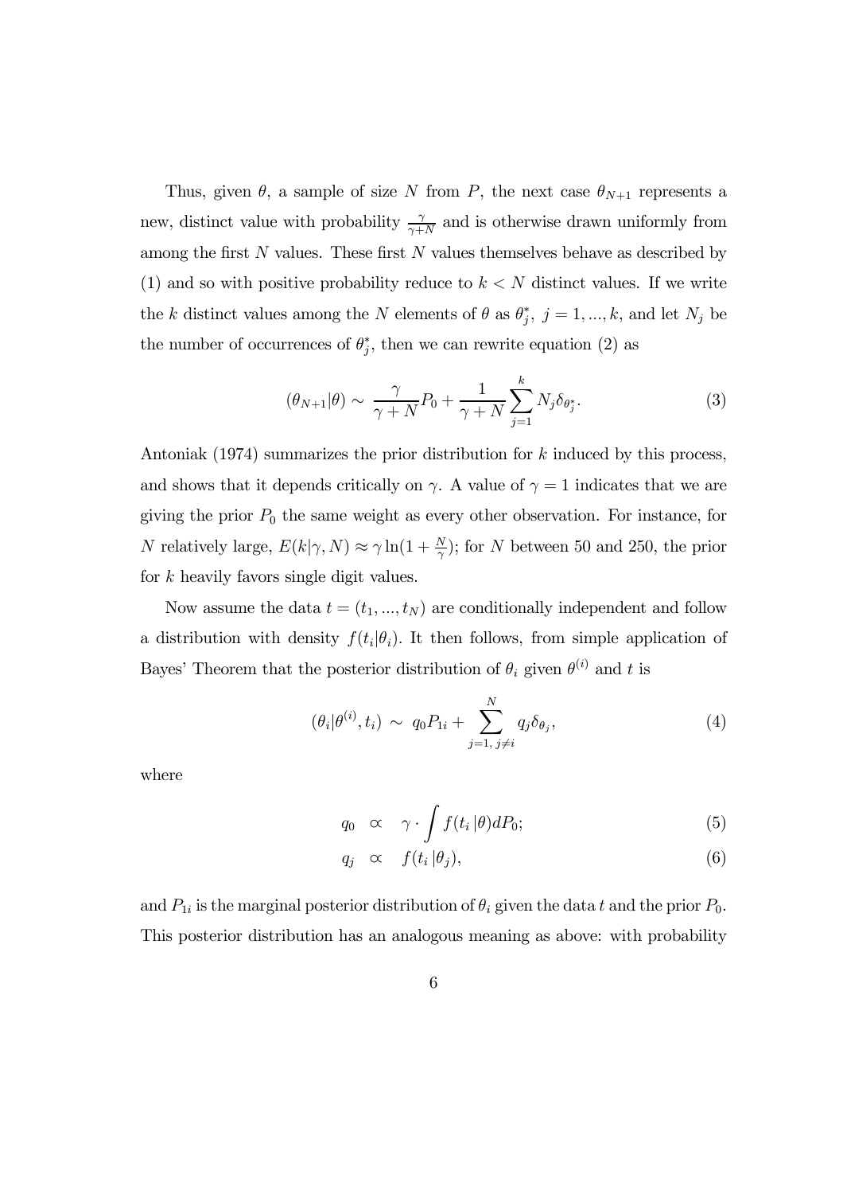Thus, given $\theta$, a sample of size $N$ from $P$, the next case $\theta_{N+1}$ represents a new, distinct value with probability $\frac{\gamma}{\gamma+N}$ and is otherwise drawn uniformly from among the first $N$ values. These first $N$ values themselves behave as described by (1) and so with positive probability reduce to $k < N$ distinct values. If we write the $k$ distinct values among the $N$ elements of $\theta$ as $\theta_j^*,\ j = 1, ..., k$, and let $N_j$ be the number of occurrences of $\theta_j^*$, then we can rewrite equation (2) as

$$(\theta_{N+1}|\theta) \sim \frac{\gamma}{\gamma+N} P_0 + \frac{1}{\gamma+N} \sum_{j=1}^{k} N_j \delta_{\theta_j^*}. \tag{3}$$

Antoniak (1974) summarizes the prior distribution for $k$ induced by this process, and shows that it depends critically on $\gamma$. A value of $\gamma = 1$ indicates that we are giving the prior $P_0$ the same weight as every other observation. For instance, for $N$ relatively large, $E(k|\gamma, N) \approx \gamma \ln(1 + \frac{N}{\gamma})$; for $N$ between 50 and 250, the prior for $k$ heavily favors single digit values.

Now assume the data $t = (t_1, ..., t_N)$ are conditionally independent and follow a distribution with density $f(t_i|\theta_i)$. It then follows, from simple application of Bayes' Theorem that the posterior distribution of $\theta_i$ given $\theta^{(i)}$ and $t$ is

$$(\theta_i|\theta^{(i)}, t_i) \sim q_0 P_{1i} + \sum_{j=1,\, j\neq i}^{N} q_j \delta_{\theta_j}, \tag{4}$$

where

$$q_0 \propto \gamma \cdot \int f(t_i\,|\theta) dP_0; \tag{5}$$

$$q_j \propto f(t_i\,|\theta_j), \tag{6}$$

and $P_{1i}$ is the marginal posterior distribution of $\theta_i$ given the data $t$ and the prior $P_0$. This posterior distribution has an analogous meaning as above: with probability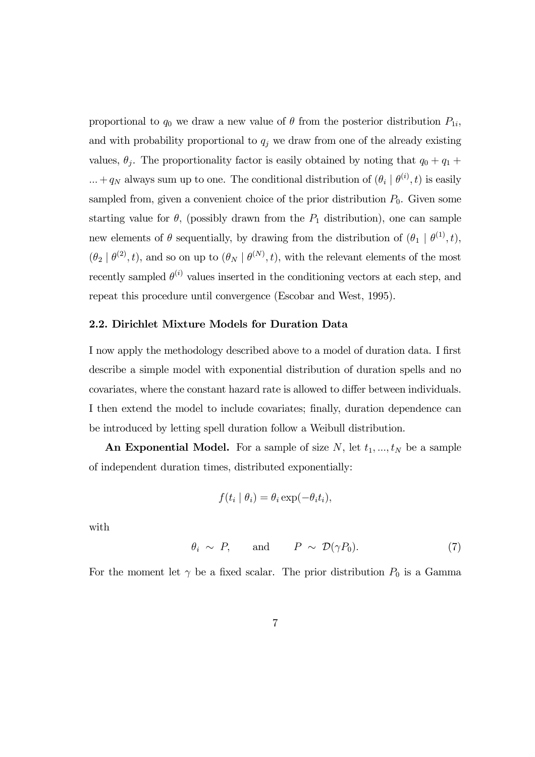proportional to $q_0$ we draw a new value of $\theta$ from the posterior distribution $P_{1i}$, and with probability proportional to $q_j$ we draw from one of the already existing values, $\theta_j$. The proportionality factor is easily obtained by noting that $q_0 + q_1 + ... + q_N$ always sum up to one. The conditional distribution of $(\theta_i \mid \theta^{(i)}, t)$ is easily sampled from, given a convenient choice of the prior distribution $P_0$. Given some starting value for $\theta$, (possibly drawn from the $P_1$ distribution), one can sample new elements of $\theta$ sequentially, by drawing from the distribution of $(\theta_1 \mid \theta^{(1)}, t)$, $(\theta_2 \mid \theta^{(2)}, t)$, and so on up to $(\theta_N \mid \theta^{(N)}, t)$, with the relevant elements of the most recently sampled $\theta^{(i)}$ values inserted in the conditioning vectors at each step, and repeat this procedure until convergence (Escobar and West, 1995).

### 2.2. Dirichlet Mixture Models for Duration Data

I now apply the methodology described above to a model of duration data. I first describe a simple model with exponential distribution of duration spells and no covariates, where the constant hazard rate is allowed to differ between individuals. I then extend the model to include covariates; finally, duration dependence can be introduced by letting spell duration follow a Weibull distribution.

**An Exponential Model.** For a sample of size $N$, let $t_1, ..., t_N$ be a sample of independent duration times, distributed exponentially:

$$f(t_i \mid \theta_i) = \theta_i \exp(-\theta_i t_i),$$

with

$$\theta_i \sim P, \qquad \text{and} \qquad P \sim \mathcal{D}(\gamma P_0). \tag{7}$$

For the moment let $\gamma$ be a fixed scalar. The prior distribution $P_0$ is a Gamma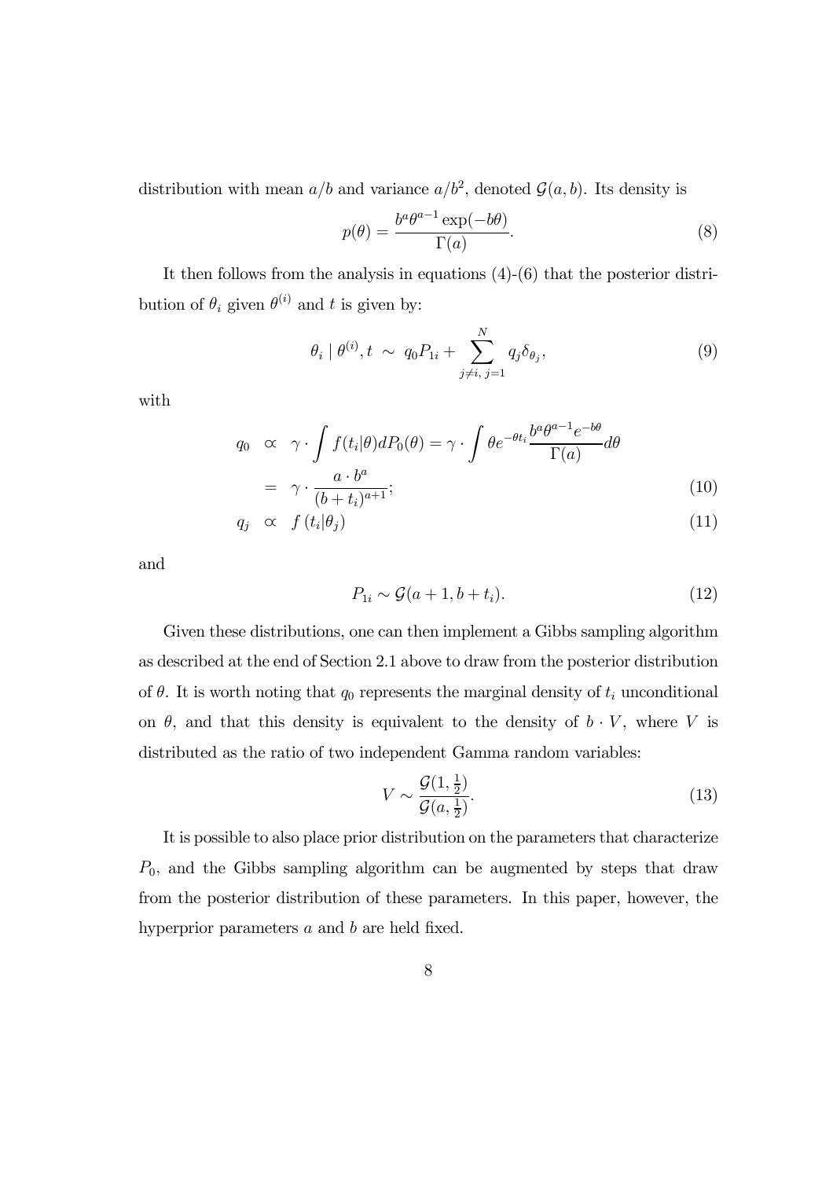distribution with mean $a/b$ and variance $a/b^2$, denoted $\mathcal{G}(a,b)$. Its density is

$$p(\theta) = \frac{b^a \theta^{a-1} \exp(-b\theta)}{\Gamma(a)}. \tag{8}$$

It then follows from the analysis in equations (4)-(6) that the posterior distribution of $\theta_i$ given $\theta^{(i)}$ and $t$ is given by:

$$\theta_i \mid \theta^{(i)}, t \ \sim \ q_0 P_{1i} + \sum_{j \neq i,\, j=1}^{N} q_j \delta_{\theta_j}, \tag{9}$$

with

$$\begin{aligned} q_0 &\propto \gamma \cdot \int f(t_i|\theta) dP_0(\theta) = \gamma \cdot \int \theta e^{-\theta t_i} \frac{b^a \theta^{a-1} e^{-b\theta}}{\Gamma(a)} d\theta \\ &= \gamma \cdot \frac{a \cdot b^a}{(b+t_i)^{a+1}}; \end{aligned} \tag{10}$$

$$q_j \ \propto \ f\left(t_i|\theta_j\right) \tag{11}$$

and

$$P_{1i} \sim \mathcal{G}(a+1, b+t_i). \tag{12}$$

Given these distributions, one can then implement a Gibbs sampling algorithm as described at the end of Section 2.1 above to draw from the posterior distribution of $\theta$. It is worth noting that $q_0$ represents the marginal density of $t_i$ unconditional on $\theta$, and that this density is equivalent to the density of $b \cdot V$, where $V$ is distributed as the ratio of two independent Gamma random variables:

$$V \sim \frac{\mathcal{G}(1, \frac{1}{2})}{\mathcal{G}(a, \frac{1}{2})}. \tag{13}$$

It is possible to also place prior distribution on the parameters that characterize $P_0$, and the Gibbs sampling algorithm can be augmented by steps that draw from the posterior distribution of these parameters. In this paper, however, the hyperprior parameters $a$ and $b$ are held fixed.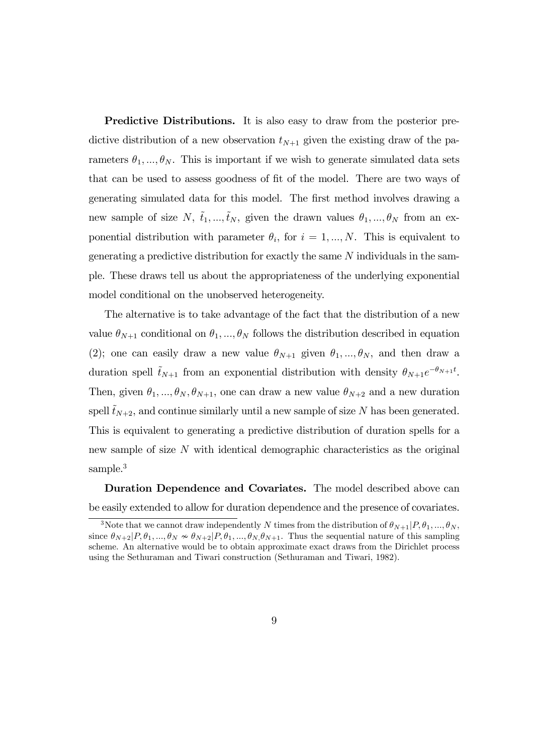**Predictive Distributions.** It is also easy to draw from the posterior predictive distribution of a new observation $t_{N+1}$ given the existing draw of the parameters $\theta_1, ..., \theta_N$. This is important if we wish to generate simulated data sets that can be used to assess goodness of fit of the model. There are two ways of generating simulated data for this model. The first method involves drawing a new sample of size $N$, $\tilde{t}_1, ..., \tilde{t}_N$, given the drawn values $\theta_1, ..., \theta_N$ from an exponential distribution with parameter $\theta_i$, for $i = 1, ..., N$. This is equivalent to generating a predictive distribution for exactly the same $N$ individuals in the sample. These draws tell us about the appropriateness of the underlying exponential model conditional on the unobserved heterogeneity.

The alternative is to take advantage of the fact that the distribution of a new value $\theta_{N+1}$ conditional on $\theta_1, ..., \theta_N$ follows the distribution described in equation (2); one can easily draw a new value $\theta_{N+1}$ given $\theta_1, ..., \theta_N$, and then draw a duration spell $\tilde{t}_{N+1}$ from an exponential distribution with density $\theta_{N+1}e^{-\theta_{N+1}t}$. Then, given $\theta_1, ..., \theta_N, \theta_{N+1}$, one can draw a new value $\theta_{N+2}$ and a new duration spell $\tilde{t}_{N+2}$, and continue similarly until a new sample of size $N$ has been generated. This is equivalent to generating a predictive distribution of duration spells for a new sample of size $N$ with identical demographic characteristics as the original sample.[3]

**Duration Dependence and Covariates.** The model described above can be easily extended to allow for duration dependence and the presence of covariates.

[3] Note that we cannot draw independently $N$ times from the distribution of $\theta_{N+1}|P, \theta_1, ..., \theta_N$, since $\theta_{N+2}|P, \theta_1, ..., \theta_N \nsim \theta_{N+2}|P, \theta_1, ..., \theta_N, \theta_{N+1}$. Thus the sequential nature of this sampling scheme. An alternative would be to obtain approximate exact draws from the Dirichlet process using the Sethuraman and Tiwari construction (Sethuraman and Tiwari, 1982).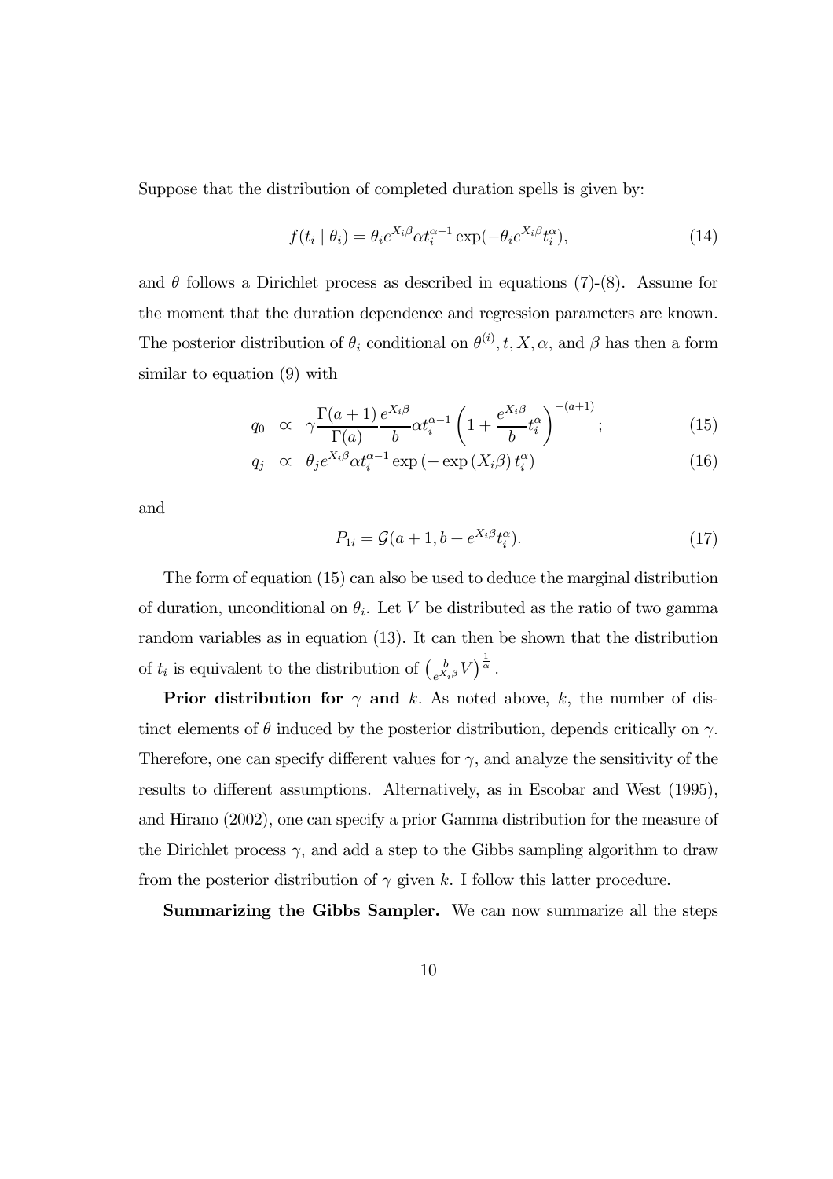Suppose that the distribution of completed duration spells is given by:

$$f(t_i \mid \theta_i) = \theta_i e^{X_i\beta} \alpha t_i^{\alpha-1} \exp(-\theta_i e^{X_i\beta} t_i^{\alpha}), \tag{14}$$

and $\theta$ follows a Dirichlet process as described in equations (7)-(8). Assume for the moment that the duration dependence and regression parameters are known. The posterior distribution of $\theta_i$ conditional on $\theta^{(i)}, t, X, \alpha$, and $\beta$ has then a form similar to equation (9) with

$$q_0 \propto \gamma \frac{\Gamma(a+1)}{\Gamma(a)} \frac{e^{X_i\beta}}{b} \alpha t_i^{\alpha-1} \left(1 + \frac{e^{X_i\beta}}{b} t_i^{\alpha}\right)^{-(a+1)}; \tag{15}$$

$$q_j \propto \theta_j e^{X_i\beta} \alpha t_i^{\alpha-1} \exp\left(-\exp\left(X_i\beta\right) t_i^{\alpha}\right) \tag{16}$$

and

$$P_{1i} = \mathcal{G}(a+1, b + e^{X_i\beta} t_i^{\alpha}). \tag{17}$$

The form of equation (15) can also be used to deduce the marginal distribution of duration, unconditional on $\theta_i$. Let $V$ be distributed as the ratio of two gamma random variables as in equation (13). It can then be shown that the distribution of $t_i$ is equivalent to the distribution of $\left(\frac{b}{e^{X_i\beta}} V\right)^{\frac{1}{\alpha}}$.

**Prior distribution for $\gamma$ and $k$.** As noted above, $k$, the number of distinct elements of $\theta$ induced by the posterior distribution, depends critically on $\gamma$. Therefore, one can specify different values for $\gamma$, and analyze the sensitivity of the results to different assumptions. Alternatively, as in Escobar and West (1995), and Hirano (2002), one can specify a prior Gamma distribution for the measure of the Dirichlet process $\gamma$, and add a step to the Gibbs sampling algorithm to draw from the posterior distribution of $\gamma$ given $k$. I follow this latter procedure.

**Summarizing the Gibbs Sampler.** We can now summarize all the steps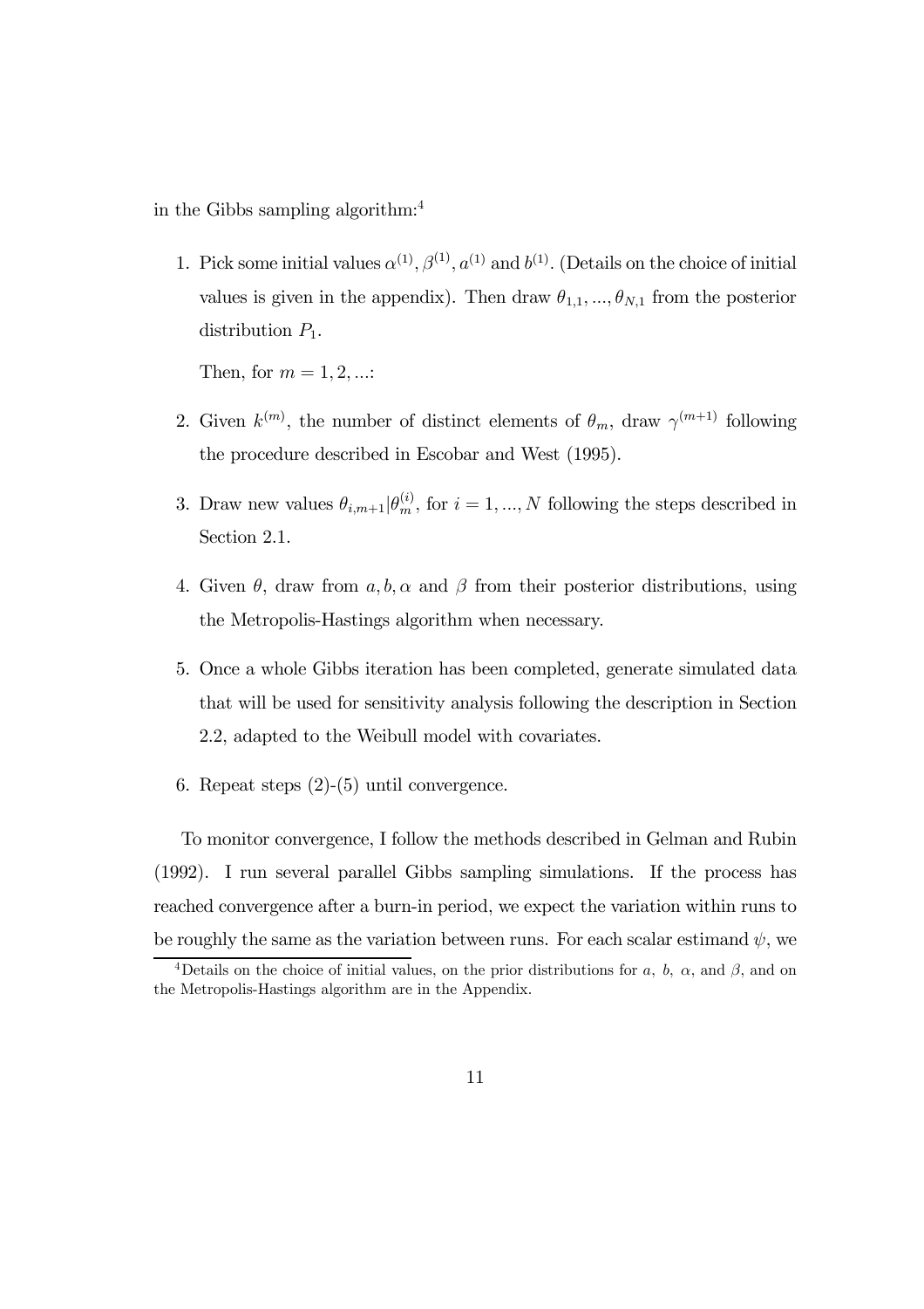in the Gibbs sampling algorithm:[4]

1. Pick some initial values $\alpha^{(1)}, \beta^{(1)}, a^{(1)}$ and $b^{(1)}$. (Details on the choice of initial values is given in the appendix). Then draw $\theta_{1,1}, ..., \theta_{N,1}$ from the posterior distribution $P_1$.

   Then, for $m = 1, 2, ...$:

2. Given $k^{(m)}$, the number of distinct elements of $\theta_m$, draw $\gamma^{(m+1)}$ following the procedure described in Escobar and West (1995).

3. Draw new values $\theta_{i,m+1}|\theta_m^{(i)}$, for $i = 1, ..., N$ following the steps described in Section 2.1.

4. Given $\theta$, draw from $a, b, \alpha$ and $\beta$ from their posterior distributions, using the Metropolis-Hastings algorithm when necessary.

5. Once a whole Gibbs iteration has been completed, generate simulated data that will be used for sensitivity analysis following the description in Section 2.2, adapted to the Weibull model with covariates.

6. Repeat steps (2)-(5) until convergence.

To monitor convergence, I follow the methods described in Gelman and Rubin (1992). I run several parallel Gibbs sampling simulations. If the process has reached convergence after a burn-in period, we expect the variation within runs to be roughly the same as the variation between runs. For each scalar estimand $\psi$, we

[4] Details on the choice of initial values, on the prior distributions for $a$, $b$, $\alpha$, and $\beta$, and on the Metropolis-Hastings algorithm are in the Appendix.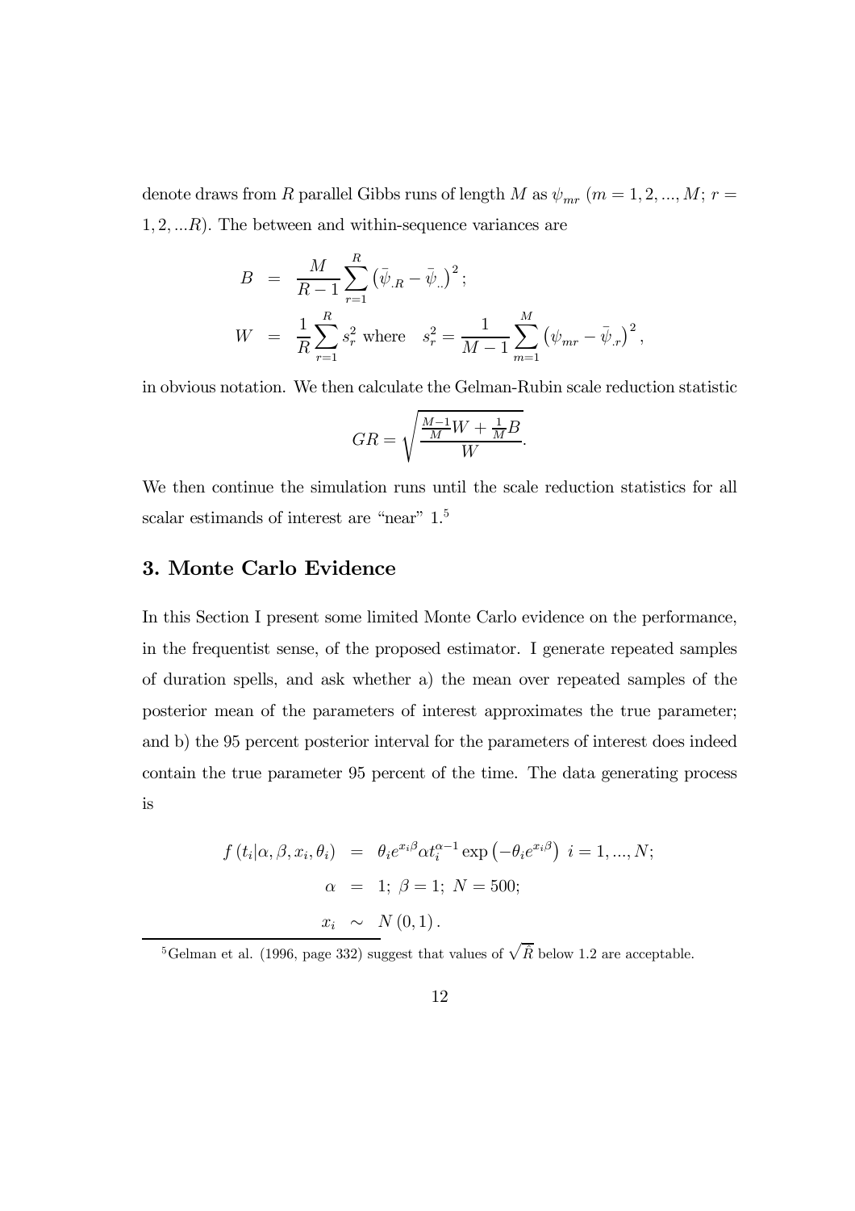denote draws from $R$ parallel Gibbs runs of length $M$ as $\psi_{mr}$ ($m = 1, 2, ..., M$; $r = 1, 2, ...R$). The between and within-sequence variances are

$$
\begin{aligned}
B &= \frac{M}{R-1}\sum_{r=1}^{R}\left(\bar{\psi}_{.R} - \bar{\psi}_{..}\right)^2; \\
W &= \frac{1}{R}\sum_{r=1}^{R} s_r^2 \text{ where } \quad s_r^2 = \frac{1}{M-1}\sum_{m=1}^{M}\left(\psi_{mr} - \bar{\psi}_{.r}\right)^2,
\end{aligned}
$$

in obvious notation. We then calculate the Gelman-Rubin scale reduction statistic

$$
GR = \sqrt{\frac{\frac{M-1}{M}W + \frac{1}{M}B}{W}}.
$$

We then continue the simulation runs until the scale reduction statistics for all scalar estimands of interest are "near" 1.[5]

## 3. Monte Carlo Evidence

In this Section I present some limited Monte Carlo evidence on the performance, in the frequentist sense, of the proposed estimator. I generate repeated samples of duration spells, and ask whether a) the mean over repeated samples of the posterior mean of the parameters of interest approximates the true parameter; and b) the 95 percent posterior interval for the parameters of interest does indeed contain the true parameter 95 percent of the time. The data generating process is

$$
\begin{aligned}
f\left(t_i|\alpha, \beta, x_i, \theta_i\right) &= \theta_i e^{x_i\beta}\alpha t_i^{\alpha-1}\exp\left(-\theta_i e^{x_i\beta}\right) \; i = 1, ..., N; \\
\alpha &= 1; \; \beta = 1; \; N = 500; \\
x_i &\sim N\left(0, 1\right).
\end{aligned}
$$

[5] Gelman et al. (1996, page 332) suggest that values of $\sqrt{\hat{R}}$ below 1.2 are acceptable.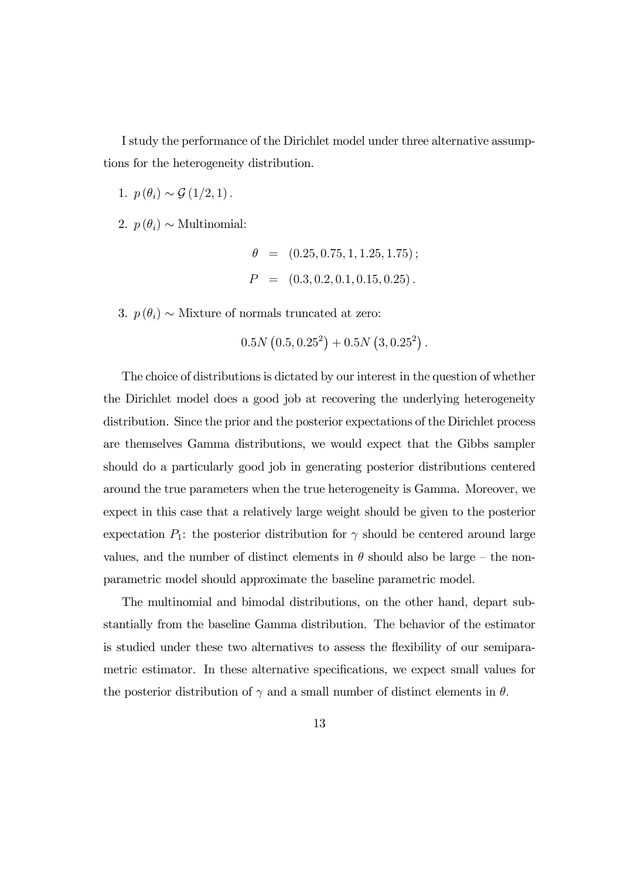I study the performance of the Dirichlet model under three alternative assumptions for the heterogeneity distribution.

1. $p(\theta_i) \sim \mathcal{G}(1/2, 1)$.

2. $p(\theta_i) \sim$ Multinomial:

$$\begin{aligned}
\theta &= (0.25, 0.75, 1, 1.25, 1.75)\,; \\
P &= (0.3, 0.2, 0.1, 0.15, 0.25)\,.
\end{aligned}$$

3. $p(\theta_i) \sim$ Mixture of normals truncated at zero:

$$0.5N\left(0.5, 0.25^2\right) + 0.5N\left(3, 0.25^2\right).$$

The choice of distributions is dictated by our interest in the question of whether the Dirichlet model does a good job at recovering the underlying heterogeneity distribution. Since the prior and the posterior expectations of the Dirichlet process are themselves Gamma distributions, we would expect that the Gibbs sampler should do a particularly good job in generating posterior distributions centered around the true parameters when the true heterogeneity is Gamma. Moreover, we expect in this case that a relatively large weight should be given to the posterior expectation $P_1$: the posterior distribution for $\gamma$ should be centered around large values, and the number of distinct elements in $\theta$ should also be large – the nonparametric model should approximate the baseline parametric model.

The multinomial and bimodal distributions, on the other hand, depart substantially from the baseline Gamma distribution. The behavior of the estimator is studied under these two alternatives to assess the flexibility of our semiparametric estimator. In these alternative specifications, we expect small values for the posterior distribution of $\gamma$ and a small number of distinct elements in $\theta$.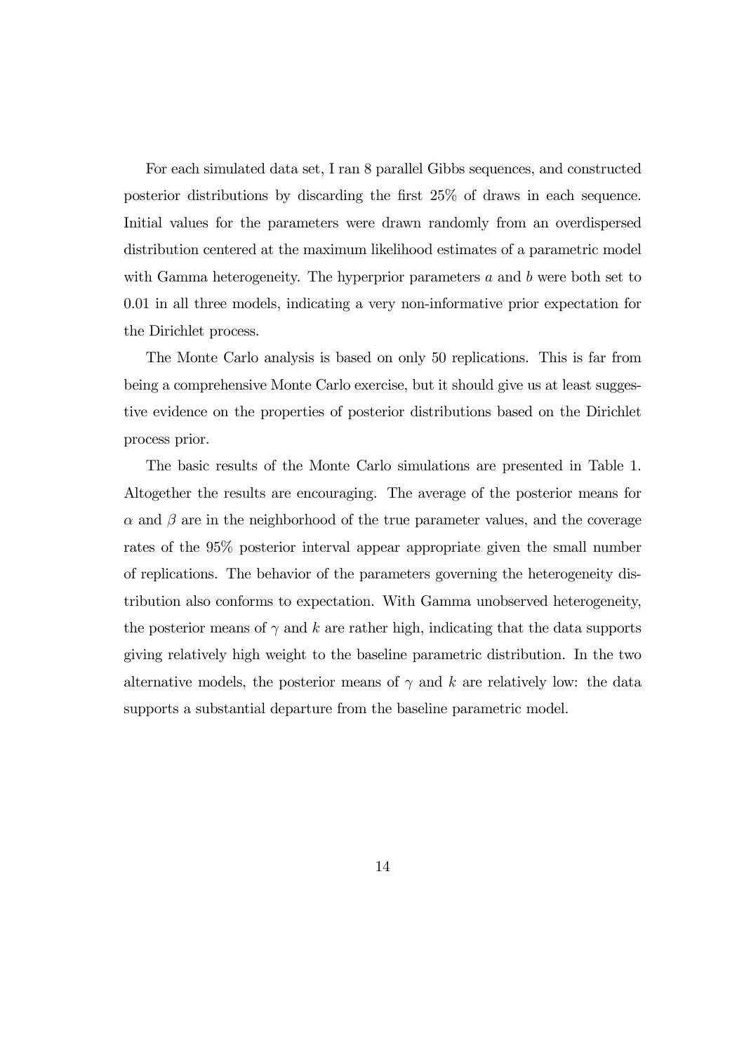For each simulated data set, I ran 8 parallel Gibbs sequences, and constructed posterior distributions by discarding the first 25% of draws in each sequence. Initial values for the parameters were drawn randomly from an overdispersed distribution centered at the maximum likelihood estimates of a parametric model with Gamma heterogeneity. The hyperprior parameters $a$ and $b$ were both set to 0.01 in all three models, indicating a very non-informative prior expectation for the Dirichlet process.

The Monte Carlo analysis is based on only 50 replications. This is far from being a comprehensive Monte Carlo exercise, but it should give us at least suggestive evidence on the properties of posterior distributions based on the Dirichlet process prior.

The basic results of the Monte Carlo simulations are presented in Table 1. Altogether the results are encouraging. The average of the posterior means for $\alpha$ and $\beta$ are in the neighborhood of the true parameter values, and the coverage rates of the 95% posterior interval appear appropriate given the small number of replications. The behavior of the parameters governing the heterogeneity distribution also conforms to expectation. With Gamma unobserved heterogeneity, the posterior means of $\gamma$ and $k$ are rather high, indicating that the data supports giving relatively high weight to the baseline parametric distribution. In the two alternative models, the posterior means of $\gamma$ and $k$ are relatively low: the data supports a substantial departure from the baseline parametric model.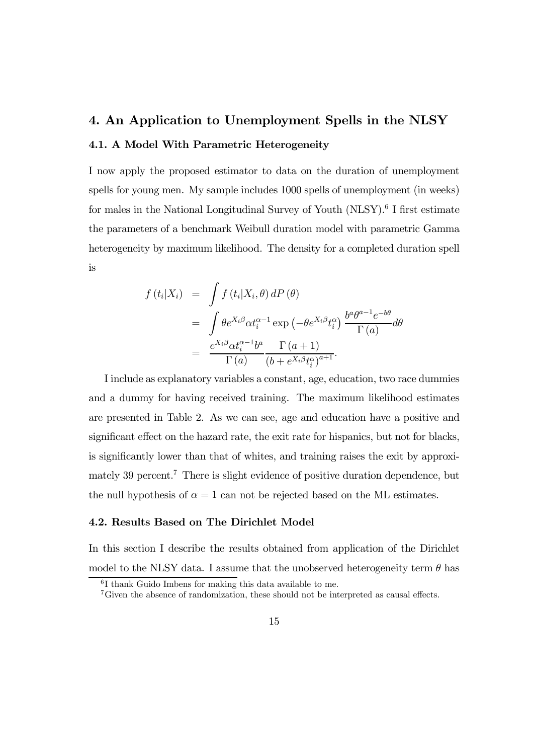# 4. An Application to Unemployment Spells in the NLSY

## 4.1. A Model With Parametric Heterogeneity

I now apply the proposed estimator to data on the duration of unemployment spells for young men. My sample includes 1000 spells of unemployment (in weeks) for males in the National Longitudinal Survey of Youth (NLSY).[6] I first estimate the parameters of a benchmark Weibull duration model with parametric Gamma heterogeneity by maximum likelihood. The density for a completed duration spell is

$$
\begin{aligned}
f(t_i|X_i) &= \int f(t_i|X_i,\theta)\, dP(\theta) \\
&= \int \theta e^{X_i\beta} \alpha t_i^{\alpha-1} \exp\left(-\theta e^{X_i\beta} t_i^{\alpha}\right) \frac{b^a \theta^{a-1} e^{-b\theta}}{\Gamma(a)} d\theta \\
&= \frac{e^{X_i\beta} \alpha t_i^{\alpha-1} b^a}{\Gamma(a)} \frac{\Gamma(a+1)}{\left(b + e^{X_i\beta} t_i^{\alpha}\right)^{a+1}}.
\end{aligned}
$$

I include as explanatory variables a constant, age, education, two race dummies and a dummy for having received training. The maximum likelihood estimates are presented in Table 2. As we can see, age and education have a positive and significant effect on the hazard rate, the exit rate for hispanics, but not for blacks, is significantly lower than that of whites, and training raises the exit by approximately 39 percent.[7] There is slight evidence of positive duration dependence, but the null hypothesis of $\alpha = 1$ can not be rejected based on the ML estimates.

## 4.2. Results Based on The Dirichlet Model

In this section I describe the results obtained from application of the Dirichlet model to the NLSY data. I assume that the unobserved heterogeneity term $\theta$ has

[6] I thank Guido Imbens for making this data available to me.

[7] Given the absence of randomization, these should not be interpreted as causal effects.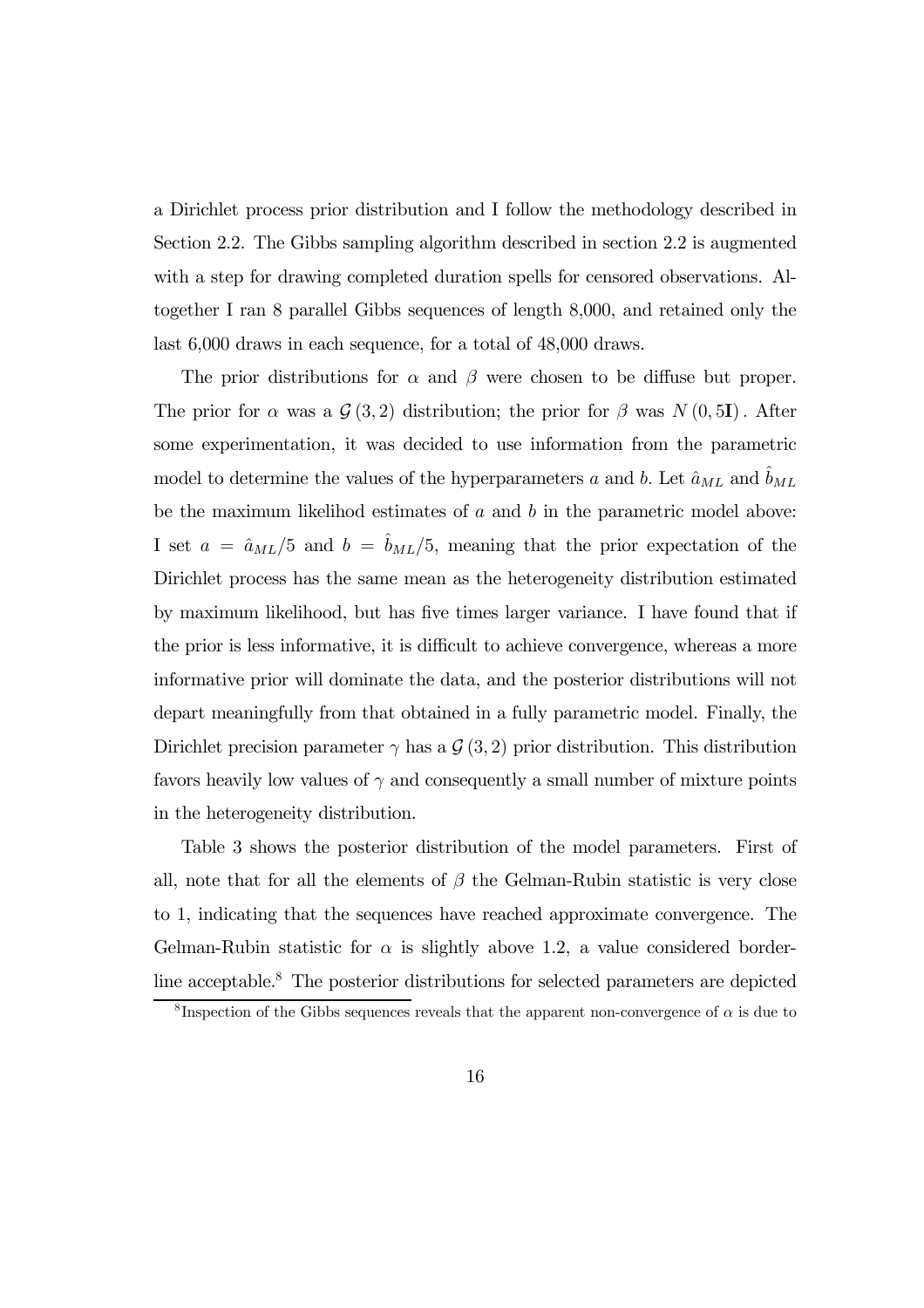a Dirichlet process prior distribution and I follow the methodology described in Section 2.2. The Gibbs sampling algorithm described in section 2.2 is augmented with a step for drawing completed duration spells for censored observations. Altogether I ran 8 parallel Gibbs sequences of length 8,000, and retained only the last 6,000 draws in each sequence, for a total of 48,000 draws.

The prior distributions for $\alpha$ and $\beta$ were chosen to be diffuse but proper. The prior for $\alpha$ was a $\mathcal{G}(3, 2)$ distribution; the prior for $\beta$ was $N(0, 5\mathbf{I})$. After some experimentation, it was decided to use information from the parametric model to determine the values of the hyperparameters $a$ and $b$. Let $\hat{a}_{ML}$ and $\hat{b}_{ML}$ be the maximum likelihod estimates of $a$ and $b$ in the parametric model above: I set $a = \hat{a}_{ML}/5$ and $b = \hat{b}_{ML}/5$, meaning that the prior expectation of the Dirichlet process has the same mean as the heterogeneity distribution estimated by maximum likelihood, but has five times larger variance. I have found that if the prior is less informative, it is difficult to achieve convergence, whereas a more informative prior will dominate the data, and the posterior distributions will not depart meaningfully from that obtained in a fully parametric model. Finally, the Dirichlet precision parameter $\gamma$ has a $\mathcal{G}(3, 2)$ prior distribution. This distribution favors heavily low values of $\gamma$ and consequently a small number of mixture points in the heterogeneity distribution.

Table 3 shows the posterior distribution of the model parameters. First of all, note that for all the elements of $\beta$ the Gelman-Rubin statistic is very close to 1, indicating that the sequences have reached approximate convergence. The Gelman-Rubin statistic for $\alpha$ is slightly above 1.2, a value considered borderline acceptable.[8] The posterior distributions for selected parameters are depicted

[8] Inspection of the Gibbs sequences reveals that the apparent non-convergence of $\alpha$ is due to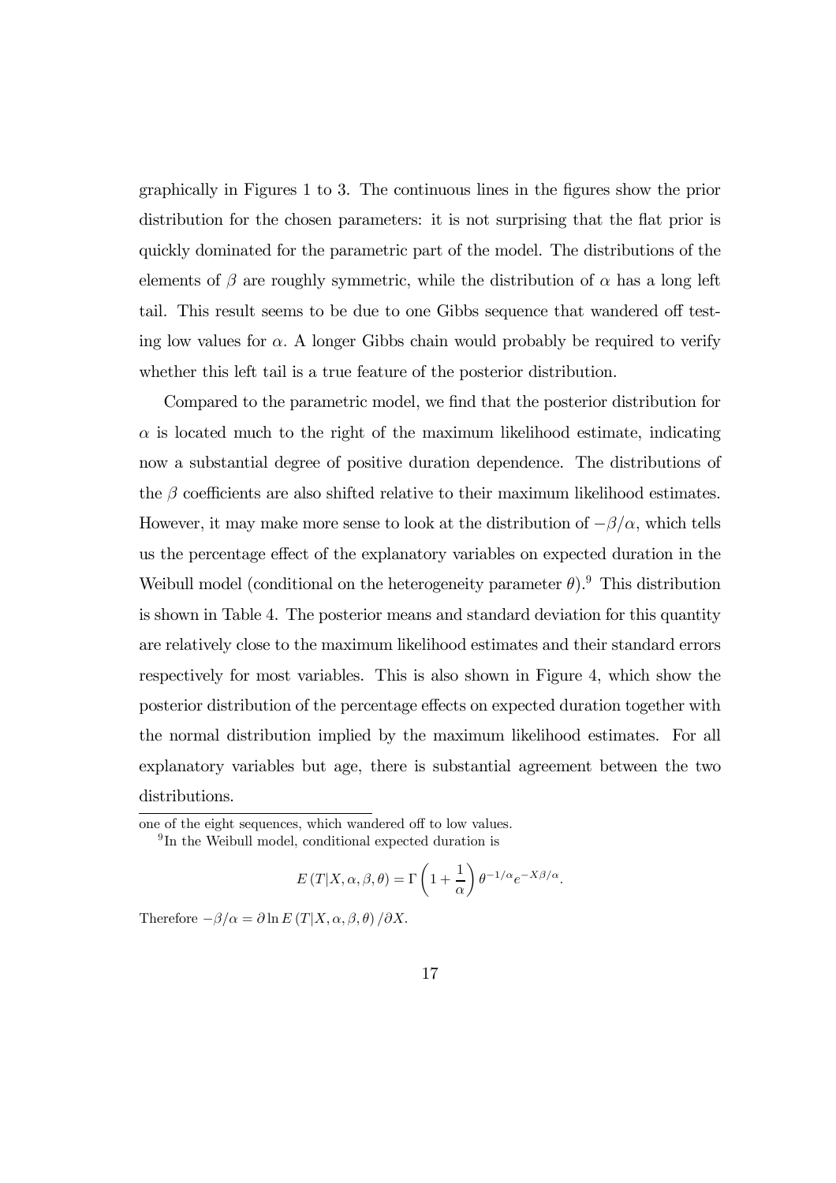graphically in Figures 1 to 3. The continuous lines in the figures show the prior distribution for the chosen parameters: it is not surprising that the flat prior is quickly dominated for the parametric part of the model. The distributions of the elements of $\beta$ are roughly symmetric, while the distribution of $\alpha$ has a long left tail. This result seems to be due to one Gibbs sequence that wandered off testing low values for $\alpha$. A longer Gibbs chain would probably be required to verify whether this left tail is a true feature of the posterior distribution.

Compared to the parametric model, we find that the posterior distribution for $\alpha$ is located much to the right of the maximum likelihood estimate, indicating now a substantial degree of positive duration dependence. The distributions of the $\beta$ coefficients are also shifted relative to their maximum likelihood estimates. However, it may make more sense to look at the distribution of $-\beta/\alpha$, which tells us the percentage effect of the explanatory variables on expected duration in the Weibull model (conditional on the heterogeneity parameter $\theta$).[9] This distribution is shown in Table 4. The posterior means and standard deviation for this quantity are relatively close to the maximum likelihood estimates and their standard errors respectively for most variables. This is also shown in Figure 4, which show the posterior distribution of the percentage effects on expected duration together with the normal distribution implied by the maximum likelihood estimates. For all explanatory variables but age, there is substantial agreement between the two distributions.

one of the eight sequences, which wandered off to low values.

[9]In the Weibull model, conditional expected duration is

$$E\left(T|X,\alpha,\beta,\theta\right)=\Gamma\left(1+\frac{1}{\alpha}\right)\theta^{-1/\alpha}e^{-X\beta/\alpha}.$$

Therefore $-\beta/\alpha=\partial\ln E\left(T|X,\alpha,\beta,\theta\right)/\partial X$.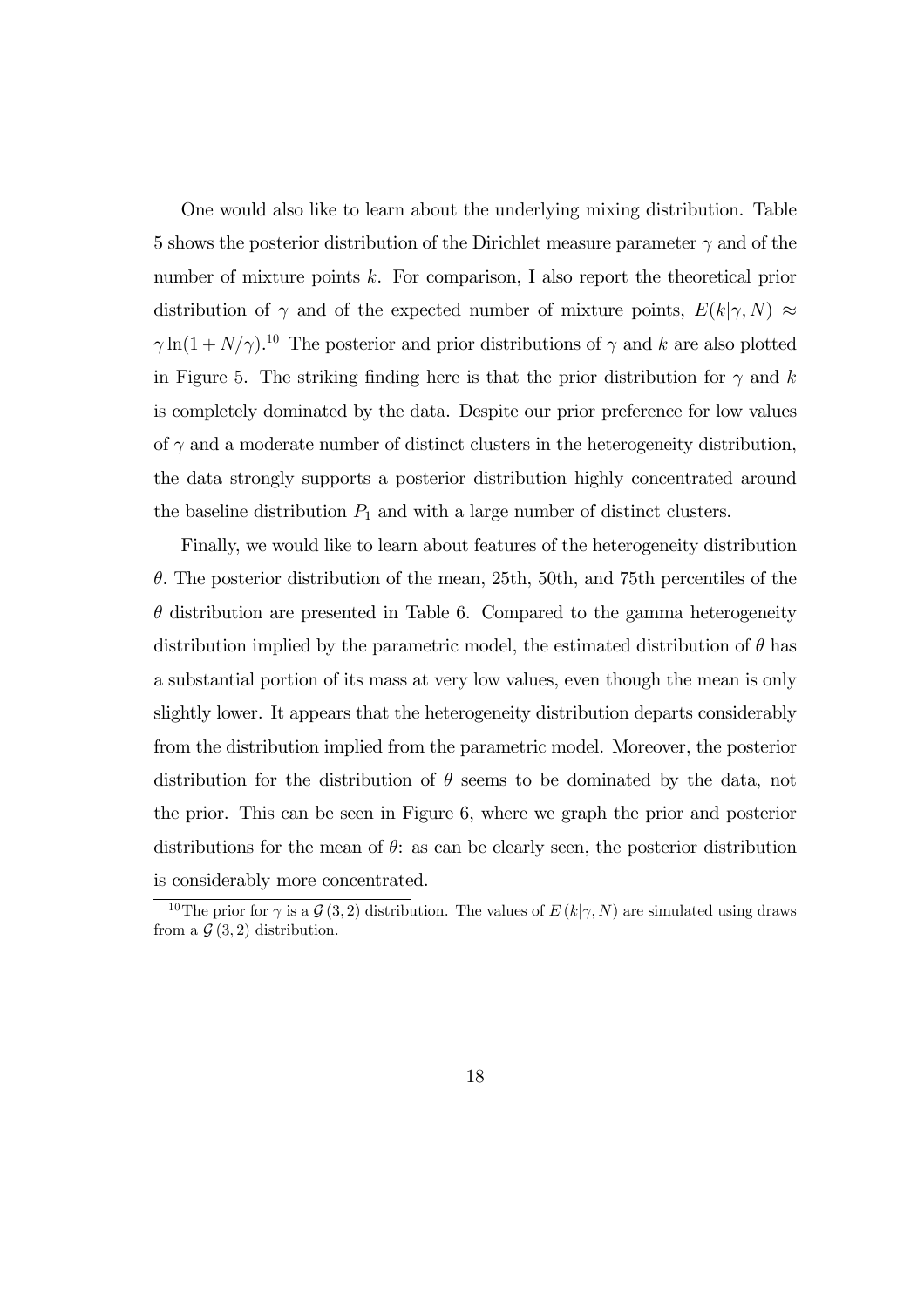One would also like to learn about the underlying mixing distribution. Table 5 shows the posterior distribution of the Dirichlet measure parameter $\gamma$ and of the number of mixture points $k$. For comparison, I also report the theoretical prior distribution of $\gamma$ and of the expected number of mixture points, $E(k|\gamma, N) \approx \gamma \ln(1 + N/\gamma)$.[10] The posterior and prior distributions of $\gamma$ and $k$ are also plotted in Figure 5. The striking finding here is that the prior distribution for $\gamma$ and $k$ is completely dominated by the data. Despite our prior preference for low values of $\gamma$ and a moderate number of distinct clusters in the heterogeneity distribution, the data strongly supports a posterior distribution highly concentrated around the baseline distribution $P_1$ and with a large number of distinct clusters.

Finally, we would like to learn about features of the heterogeneity distribution $\theta$. The posterior distribution of the mean, 25th, 50th, and 75th percentiles of the $\theta$ distribution are presented in Table 6. Compared to the gamma heterogeneity distribution implied by the parametric model, the estimated distribution of $\theta$ has a substantial portion of its mass at very low values, even though the mean is only slightly lower. It appears that the heterogeneity distribution departs considerably from the distribution implied from the parametric model. Moreover, the posterior distribution for the distribution of $\theta$ seems to be dominated by the data, not the prior. This can be seen in Figure 6, where we graph the prior and posterior distributions for the mean of $\theta$: as can be clearly seen, the posterior distribution is considerably more concentrated.

[10] The prior for $\gamma$ is a $\mathcal{G}(3, 2)$ distribution. The values of $E(k|\gamma, N)$ are simulated using draws from a $\mathcal{G}(3, 2)$ distribution.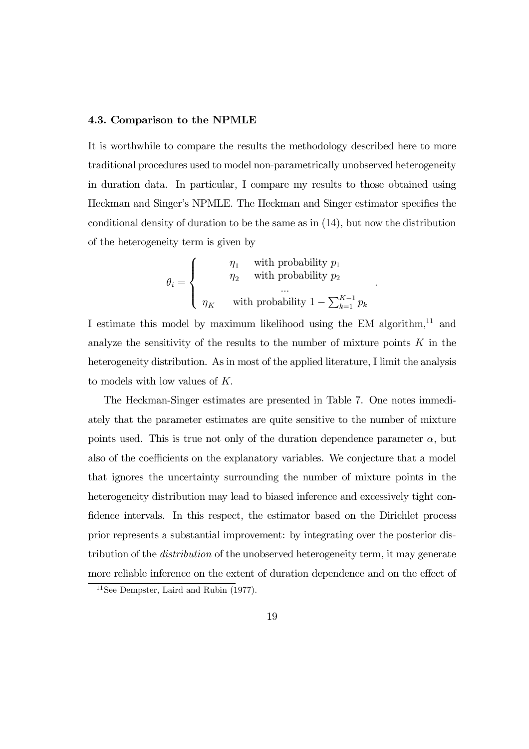### 4.3. Comparison to the NPMLE

It is worthwhile to compare the results the methodology described here to more traditional procedures used to model non-parametrically unobserved heterogeneity in duration data. In particular, I compare my results to those obtained using Heckman and Singer's NPMLE. The Heckman and Singer estimator specifies the conditional density of duration to be the same as in (14), but now the distribution of the heterogeneity term is given by

$$\theta_i = \begin{cases} \eta_1 & \text{with probability } p_1 \\ \eta_2 & \text{with probability } p_2 \\ & \dots \\ \eta_K & \text{with probability } 1 - \sum_{k=1}^{K-1} p_k \end{cases}.$$

I estimate this model by maximum likelihood using the EM algorithm,[11] and analyze the sensitivity of the results to the number of mixture points $K$ in the heterogeneity distribution. As in most of the applied literature, I limit the analysis to models with low values of $K$.

The Heckman-Singer estimates are presented in Table 7. One notes immediately that the parameter estimates are quite sensitive to the number of mixture points used. This is true not only of the duration dependence parameter $\alpha$, but also of the coefficients on the explanatory variables. We conjecture that a model that ignores the uncertainty surrounding the number of mixture points in the heterogeneity distribution may lead to biased inference and excessively tight confidence intervals. In this respect, the estimator based on the Dirichlet process prior represents a substantial improvement: by integrating over the posterior distribution of the *distribution* of the unobserved heterogeneity term, it may generate more reliable inference on the extent of duration dependence and on the effect of

[11] See Dempster, Laird and Rubin (1977).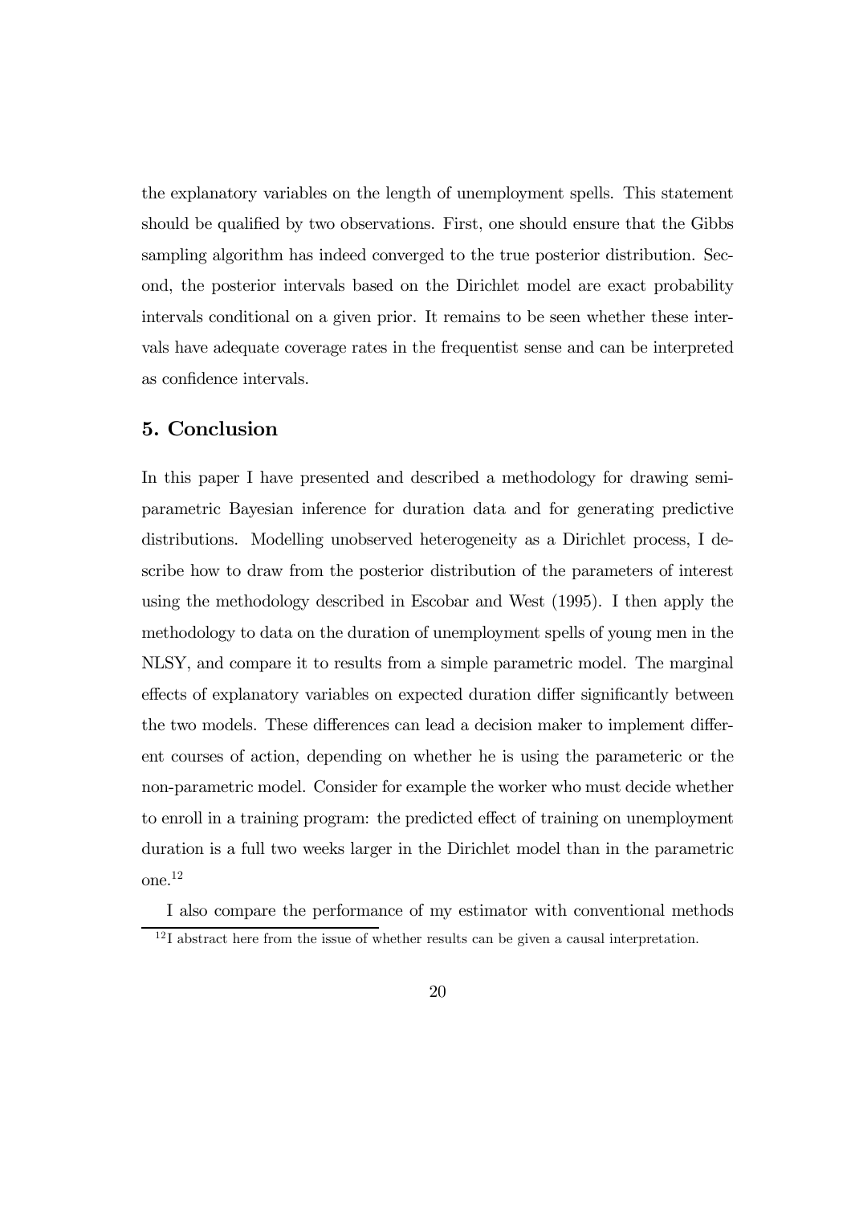the explanatory variables on the length of unemployment spells. This statement should be qualified by two observations. First, one should ensure that the Gibbs sampling algorithm has indeed converged to the true posterior distribution. Second, the posterior intervals based on the Dirichlet model are exact probability intervals conditional on a given prior. It remains to be seen whether these intervals have adequate coverage rates in the frequentist sense and can be interpreted as confidence intervals.

## 5. Conclusion

In this paper I have presented and described a methodology for drawing semi-parametric Bayesian inference for duration data and for generating predictive distributions. Modelling unobserved heterogeneity as a Dirichlet process, I describe how to draw from the posterior distribution of the parameters of interest using the methodology described in Escobar and West (1995). I then apply the methodology to data on the duration of unemployment spells of young men in the NLSY, and compare it to results from a simple parametric model. The marginal effects of explanatory variables on expected duration differ significantly between the two models. These differences can lead a decision maker to implement different courses of action, depending on whether he is using the parameteric or the non-parametric model. Consider for example the worker who must decide whether to enroll in a training program: the predicted effect of training on unemployment duration is a full two weeks larger in the Dirichlet model than in the parametric one.[12]

I also compare the performance of my estimator with conventional methods

[12] I abstract here from the issue of whether results can be given a causal interpretation.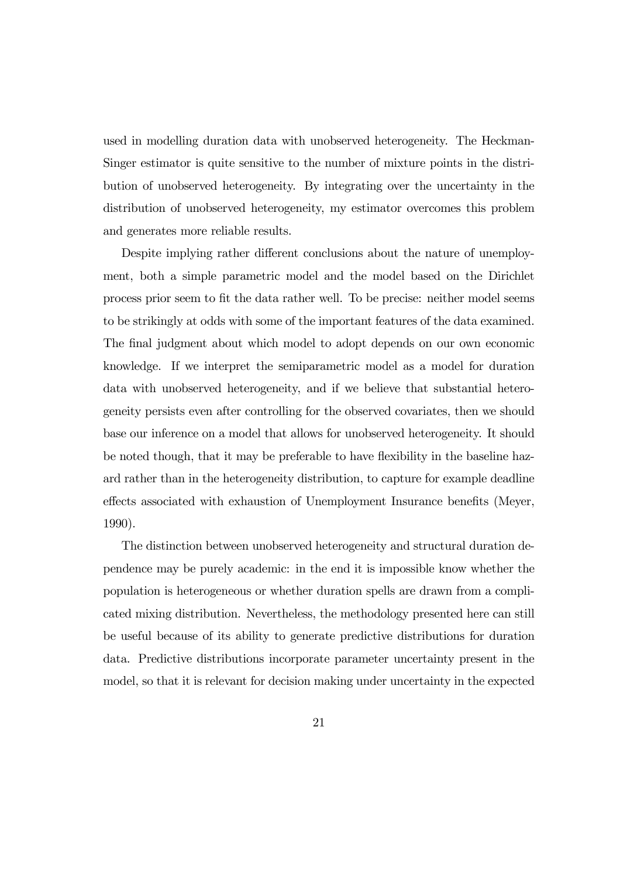used in modelling duration data with unobserved heterogeneity. The Heckman-Singer estimator is quite sensitive to the number of mixture points in the distribution of unobserved heterogeneity. By integrating over the uncertainty in the distribution of unobserved heterogeneity, my estimator overcomes this problem and generates more reliable results.

Despite implying rather different conclusions about the nature of unemployment, both a simple parametric model and the model based on the Dirichlet process prior seem to fit the data rather well. To be precise: neither model seems to be strikingly at odds with some of the important features of the data examined. The final judgment about which model to adopt depends on our own economic knowledge. If we interpret the semiparametric model as a model for duration data with unobserved heterogeneity, and if we believe that substantial heterogeneity persists even after controlling for the observed covariates, then we should base our inference on a model that allows for unobserved heterogeneity. It should be noted though, that it may be preferable to have flexibility in the baseline hazard rather than in the heterogeneity distribution, to capture for example deadline effects associated with exhaustion of Unemployment Insurance benefits (Meyer, 1990).

The distinction between unobserved heterogeneity and structural duration dependence may be purely academic: in the end it is impossible know whether the population is heterogeneous or whether duration spells are drawn from a complicated mixing distribution. Nevertheless, the methodology presented here can still be useful because of its ability to generate predictive distributions for duration data. Predictive distributions incorporate parameter uncertainty present in the model, so that it is relevant for decision making under uncertainty in the expected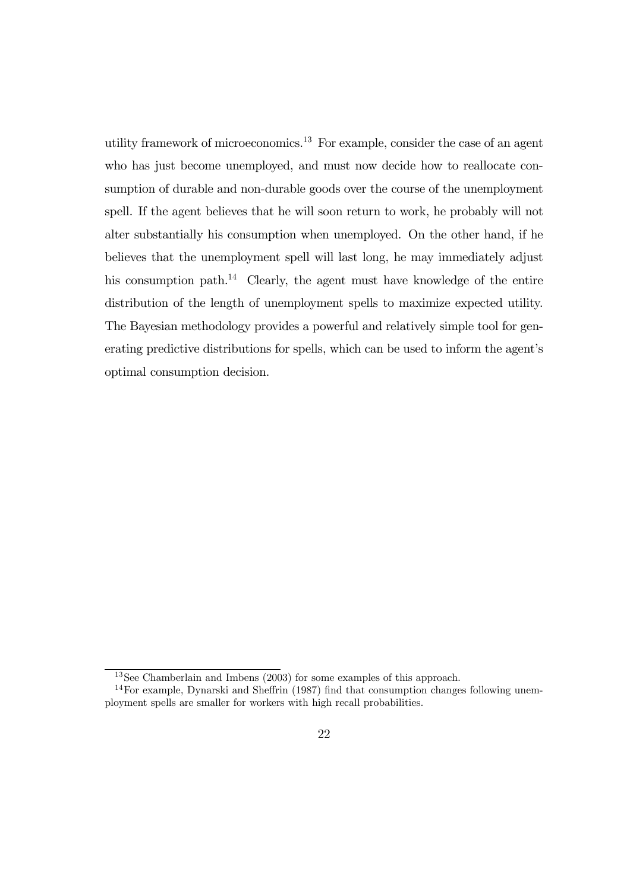utility framework of microeconomics.[13] For example, consider the case of an agent who has just become unemployed, and must now decide how to reallocate consumption of durable and non-durable goods over the course of the unemployment spell. If the agent believes that he will soon return to work, he probably will not alter substantially his consumption when unemployed. On the other hand, if he believes that the unemployment spell will last long, he may immediately adjust his consumption path.[14] Clearly, the agent must have knowledge of the entire distribution of the length of unemployment spells to maximize expected utility. The Bayesian methodology provides a powerful and relatively simple tool for generating predictive distributions for spells, which can be used to inform the agent's optimal consumption decision.

[13] See Chamberlain and Imbens (2003) for some examples of this approach.

[14] For example, Dynarski and Sheffrin (1987) find that consumption changes following unemployment spells are smaller for workers with high recall probabilities.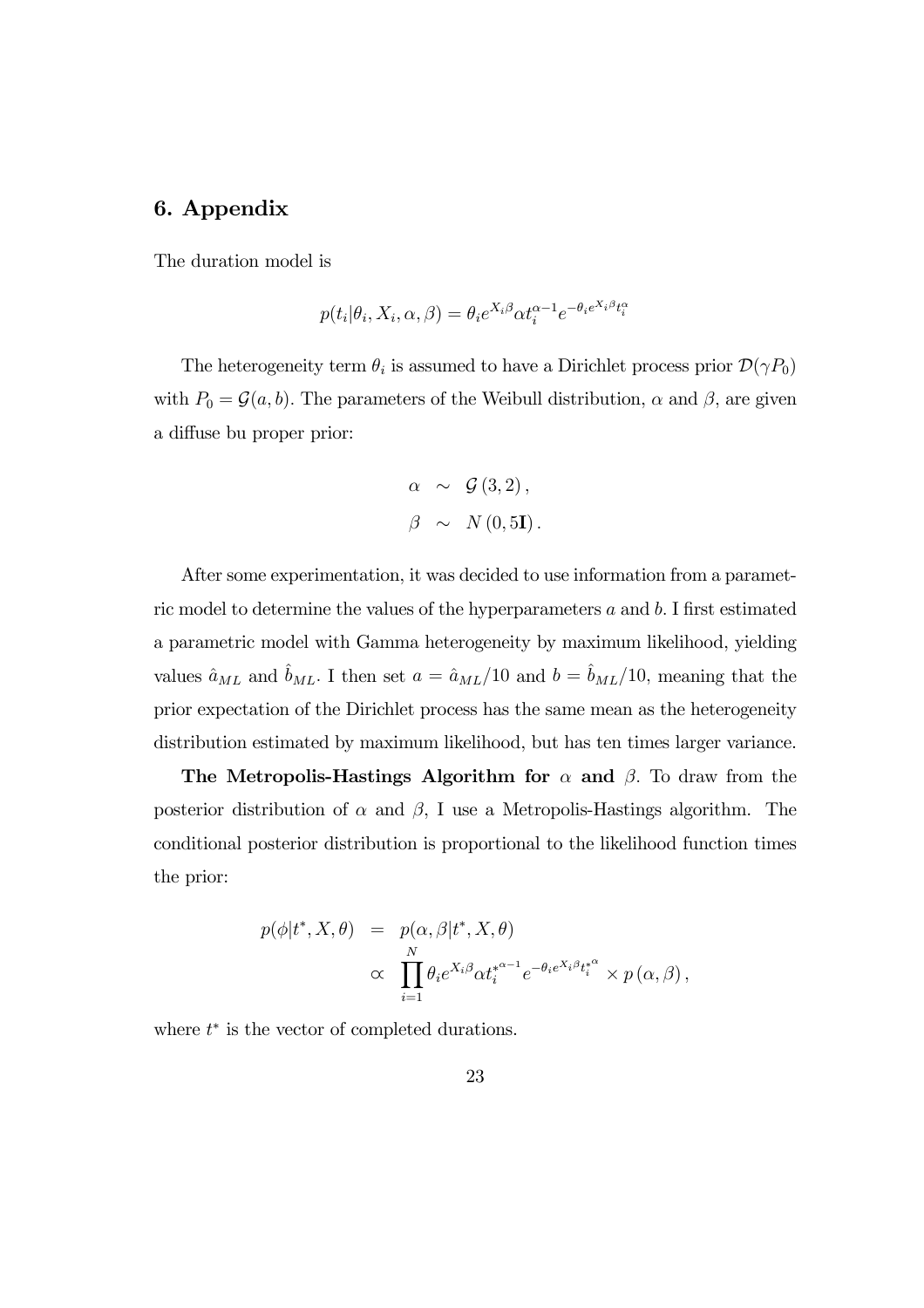# 6. Appendix

The duration model is

$$p(t_i|\theta_i, X_i, \alpha, \beta) = \theta_i e^{X_i\beta} \alpha t_i^{\alpha-1} e^{-\theta_i e^{X_i\beta} t_i^{\alpha}}$$

The heterogeneity term $\theta_i$ is assumed to have a Dirichlet process prior $\mathcal{D}(\gamma P_0)$ with $P_0 = \mathcal{G}(a, b)$. The parameters of the Weibull distribution, $\alpha$ and $\beta$, are given a diffuse bu proper prior:

$$\begin{aligned}
\alpha &\sim \mathcal{G}(3, 2), \\
\beta &\sim N(0, 5\mathbf{I}).
\end{aligned}$$

After some experimentation, it was decided to use information from a parametric model to determine the values of the hyperparameters $a$ and $b$. I first estimated a parametric model with Gamma heterogeneity by maximum likelihood, yielding values $\hat{a}_{ML}$ and $\hat{b}_{ML}$. I then set $a = \hat{a}_{ML}/10$ and $b = \hat{b}_{ML}/10$, meaning that the prior expectation of the Dirichlet process has the same mean as the heterogeneity distribution estimated by maximum likelihood, but has ten times larger variance.

**The Metropolis-Hastings Algorithm for $\alpha$ and $\beta$.** To draw from the posterior distribution of $\alpha$ and $\beta$, I use a Metropolis-Hastings algorithm. The conditional posterior distribution is proportional to the likelihood function times the prior:

$$\begin{aligned}
p(\phi|t^*, X, \theta) &= p(\alpha, \beta|t^*, X, \theta) \\
&\propto \prod_{i=1}^{N} \theta_i e^{X_i\beta} \alpha {t_i^*}^{\alpha-1} e^{-\theta_i e^{X_i\beta} {t_i^*}^{\alpha}} \times p(\alpha, \beta),
\end{aligned}$$

where $t^*$ is the vector of completed durations.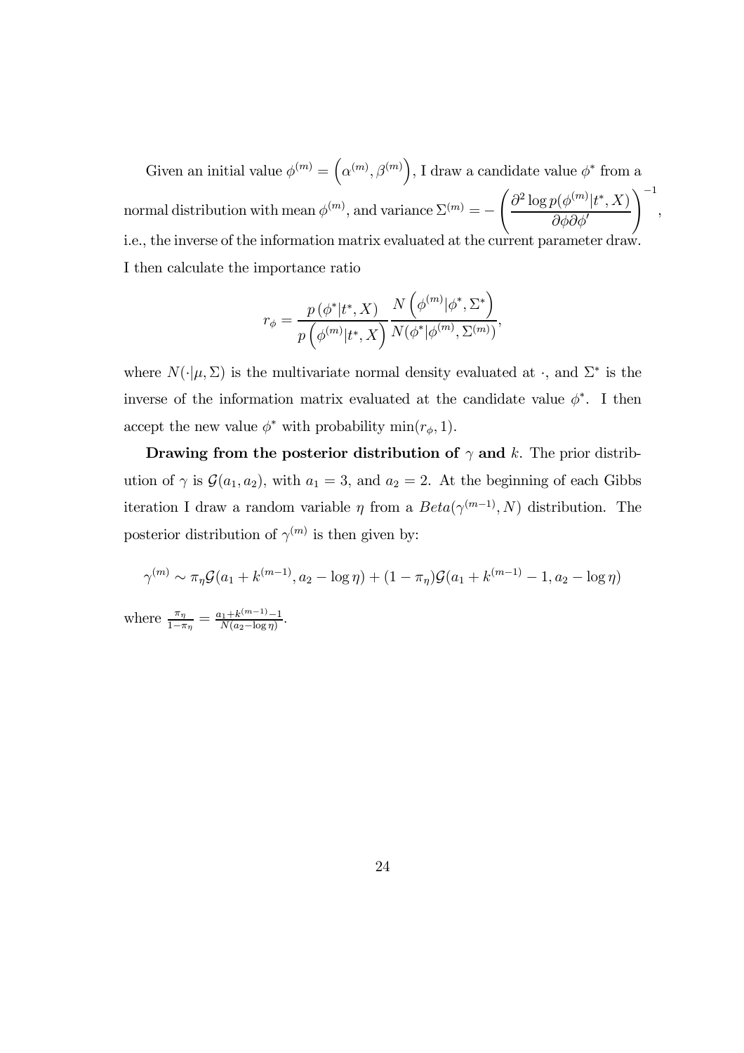Given an initial value $\phi^{(m)} = \left(\alpha^{(m)}, \beta^{(m)}\right)$, I draw a candidate value $\phi^*$ from a normal distribution with mean $\phi^{(m)}$, and variance $\Sigma^{(m)} = -\left(\dfrac{\partial^2 \log p(\phi^{(m)}|t^*, X)}{\partial\phi\partial\phi'}\right)^{-1}$, i.e., the inverse of the information matrix evaluated at the current parameter draw. I then calculate the importance ratio

$$r_\phi = \frac{p\left(\phi^*|t^*, X\right)}{p\left(\phi^{(m)}|t^*, X\right)} \frac{N\left(\phi^{(m)}|\phi^*, \Sigma^*\right)}{N(\phi^*|\phi^{(m)}, \Sigma^{(m)})},$$

where $N(\cdot|\mu, \Sigma)$ is the multivariate normal density evaluated at $\cdot$, and $\Sigma^*$ is the inverse of the information matrix evaluated at the candidate value $\phi^*$. I then accept the new value $\phi^*$ with probability $\min(r_\phi, 1)$.

**Drawing from the posterior distribution of $\gamma$ and $k$.** The prior distribution of $\gamma$ is $\mathcal{G}(a_1, a_2)$, with $a_1 = 3$, and $a_2 = 2$. At the beginning of each Gibbs iteration I draw a random variable $\eta$ from a $Beta(\gamma^{(m-1)}, N)$ distribution. The posterior distribution of $\gamma^{(m)}$ is then given by:

$$\gamma^{(m)} \sim \pi_\eta \mathcal{G}(a_1 + k^{(m-1)}, a_2 - \log\eta) + (1 - \pi_\eta)\mathcal{G}(a_1 + k^{(m-1)} - 1, a_2 - \log\eta)$$

where $\frac{\pi_\eta}{1-\pi_\eta} = \frac{a_1 + k^{(m-1)} - 1}{N(a_2 - \log\eta)}$.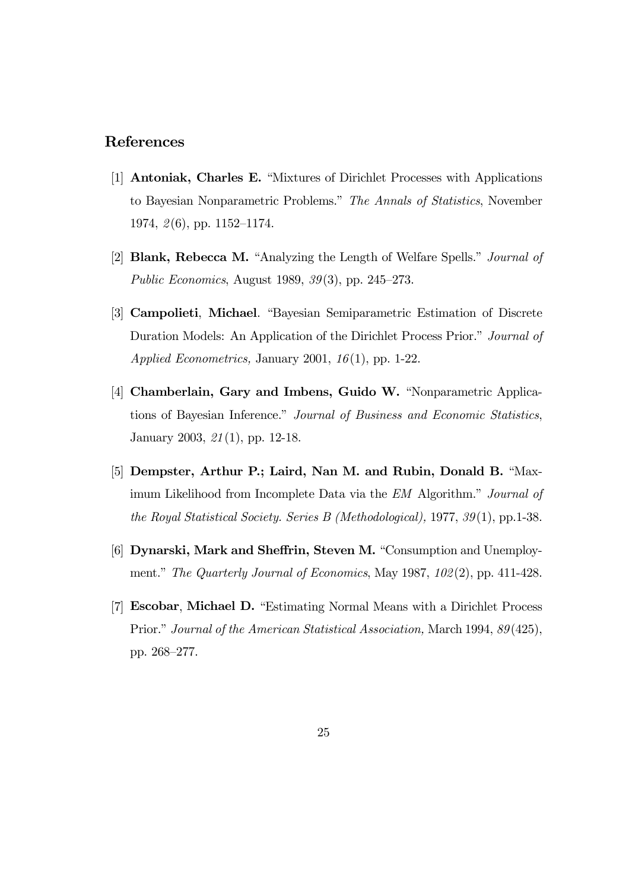## References

[1] **Antoniak, Charles E.** "Mixtures of Dirichlet Processes with Applications to Bayesian Nonparametric Problems." *The Annals of Statistics*, November 1974, *2*(6), pp. 1152–1174.

[2] **Blank, Rebecca M.** "Analyzing the Length of Welfare Spells." *Journal of Public Economics*, August 1989, *39*(3), pp. 245–273.

[3] **Campolieti**, **Michael**. "Bayesian Semiparametric Estimation of Discrete Duration Models: An Application of the Dirichlet Process Prior." *Journal of Applied Econometrics,* January 2001, *16*(1), pp. 1-22.

[4] **Chamberlain, Gary and Imbens, Guido W.** "Nonparametric Applications of Bayesian Inference." *Journal of Business and Economic Statistics*, January 2003, *21*(1), pp. 12-18.

[5] **Dempster, Arthur P.; Laird, Nan M. and Rubin, Donald B.** "Maximum Likelihood from Incomplete Data via the *EM* Algorithm." *Journal of the Royal Statistical Society. Series B (Methodological),* 1977, *39*(1), pp.1-38.

[6] **Dynarski, Mark and Sheffrin, Steven M.** "Consumption and Unemployment." *The Quarterly Journal of Economics*, May 1987, *102*(2), pp. 411-428.

[7] **Escobar**, **Michael D.** "Estimating Normal Means with a Dirichlet Process Prior." *Journal of the American Statistical Association,* March 1994, *89*(425), pp. 268–277.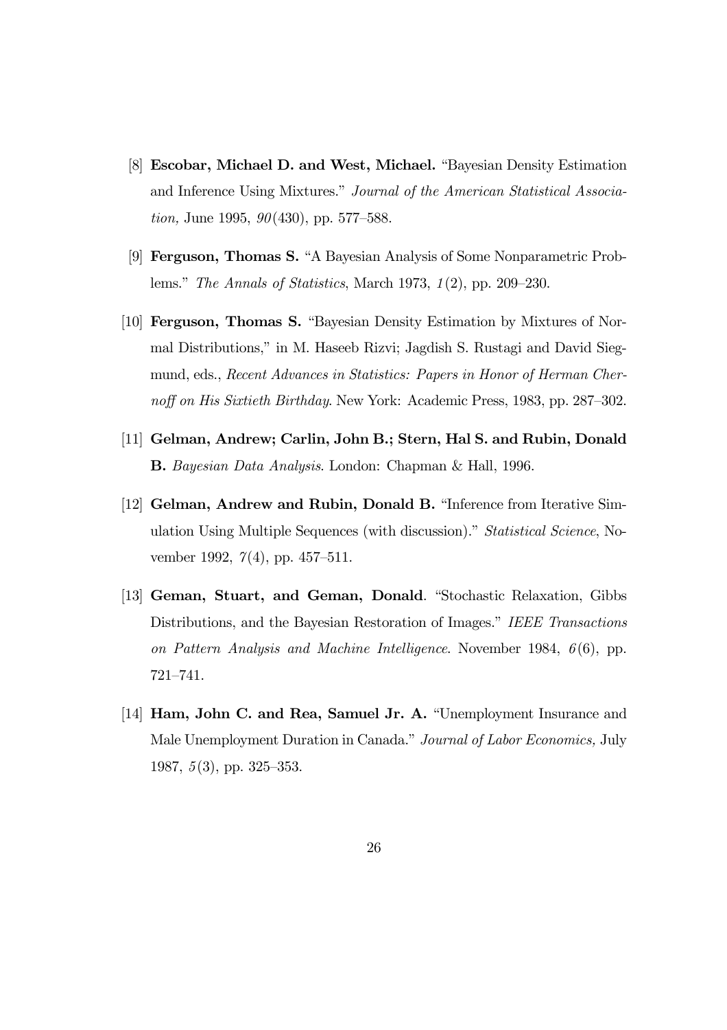[8] **Escobar, Michael D. and West, Michael.** "Bayesian Density Estimation and Inference Using Mixtures." *Journal of the American Statistical Association,* June 1995, *90*(430), pp. 577–588.

[9] **Ferguson, Thomas S.** "A Bayesian Analysis of Some Nonparametric Problems." *The Annals of Statistics*, March 1973, *1*(2), pp. 209–230.

[10] **Ferguson, Thomas S.** "Bayesian Density Estimation by Mixtures of Normal Distributions," in M. Haseeb Rizvi; Jagdish S. Rustagi and David Siegmund, eds., *Recent Advances in Statistics: Papers in Honor of Herman Chernoff on His Sixtieth Birthday*. New York: Academic Press, 1983, pp. 287–302.

[11] **Gelman, Andrew; Carlin, John B.; Stern, Hal S. and Rubin, Donald B.** *Bayesian Data Analysis*. London: Chapman & Hall, 1996.

[12] **Gelman, Andrew and Rubin, Donald B.** "Inference from Iterative Simulation Using Multiple Sequences (with discussion)." *Statistical Science*, November 1992, *7*(4), pp. 457–511.

[13] **Geman, Stuart, and Geman, Donald**. "Stochastic Relaxation, Gibbs Distributions, and the Bayesian Restoration of Images." *IEEE Transactions on Pattern Analysis and Machine Intelligence*. November 1984, *6*(6), pp. 721–741.

[14] **Ham, John C. and Rea, Samuel Jr. A.** "Unemployment Insurance and Male Unemployment Duration in Canada." *Journal of Labor Economics,* July 1987, *5*(3), pp. 325–353.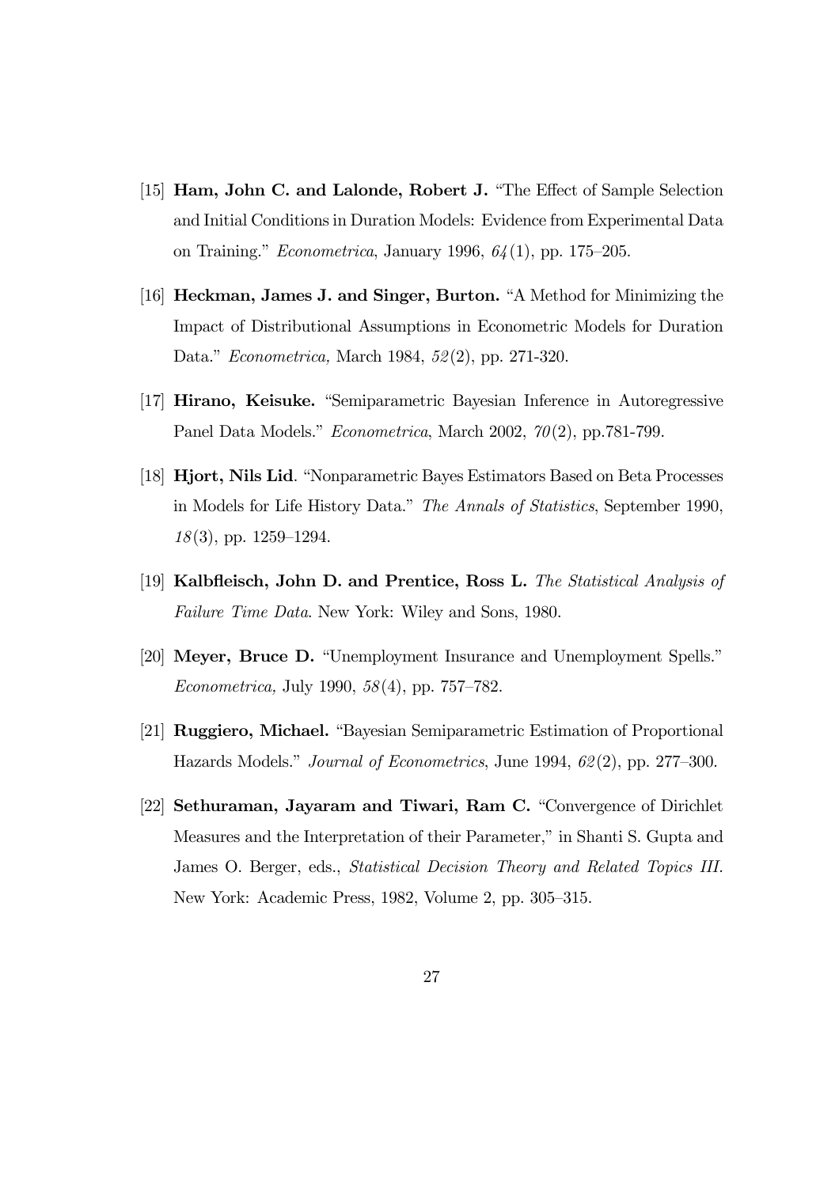[15] **Ham, John C. and Lalonde, Robert J.** "The Effect of Sample Selection and Initial Conditions in Duration Models: Evidence from Experimental Data on Training." *Econometrica*, January 1996, *64*(1), pp. 175–205.

[16] **Heckman, James J. and Singer, Burton.** "A Method for Minimizing the Impact of Distributional Assumptions in Econometric Models for Duration Data." *Econometrica,* March 1984, *52*(2), pp. 271-320.

[17] **Hirano, Keisuke.** "Semiparametric Bayesian Inference in Autoregressive Panel Data Models." *Econometrica*, March 2002, *70*(2), pp.781-799.

[18] **Hjort, Nils Lid**. "Nonparametric Bayes Estimators Based on Beta Processes in Models for Life History Data." *The Annals of Statistics*, September 1990, *18*(3), pp. 1259–1294.

[19] **Kalbfleisch, John D. and Prentice, Ross L.** *The Statistical Analysis of Failure Time Data*. New York: Wiley and Sons, 1980.

[20] **Meyer, Bruce D.** "Unemployment Insurance and Unemployment Spells." *Econometrica,* July 1990, *58*(4), pp. 757–782.

[21] **Ruggiero, Michael.** "Bayesian Semiparametric Estimation of Proportional Hazards Models." *Journal of Econometrics*, June 1994, *62*(2), pp. 277–300.

[22] **Sethuraman, Jayaram and Tiwari, Ram C.** "Convergence of Dirichlet Measures and the Interpretation of their Parameter," in Shanti S. Gupta and James O. Berger, eds., *Statistical Decision Theory and Related Topics III.* New York: Academic Press, 1982, Volume 2, pp. 305–315.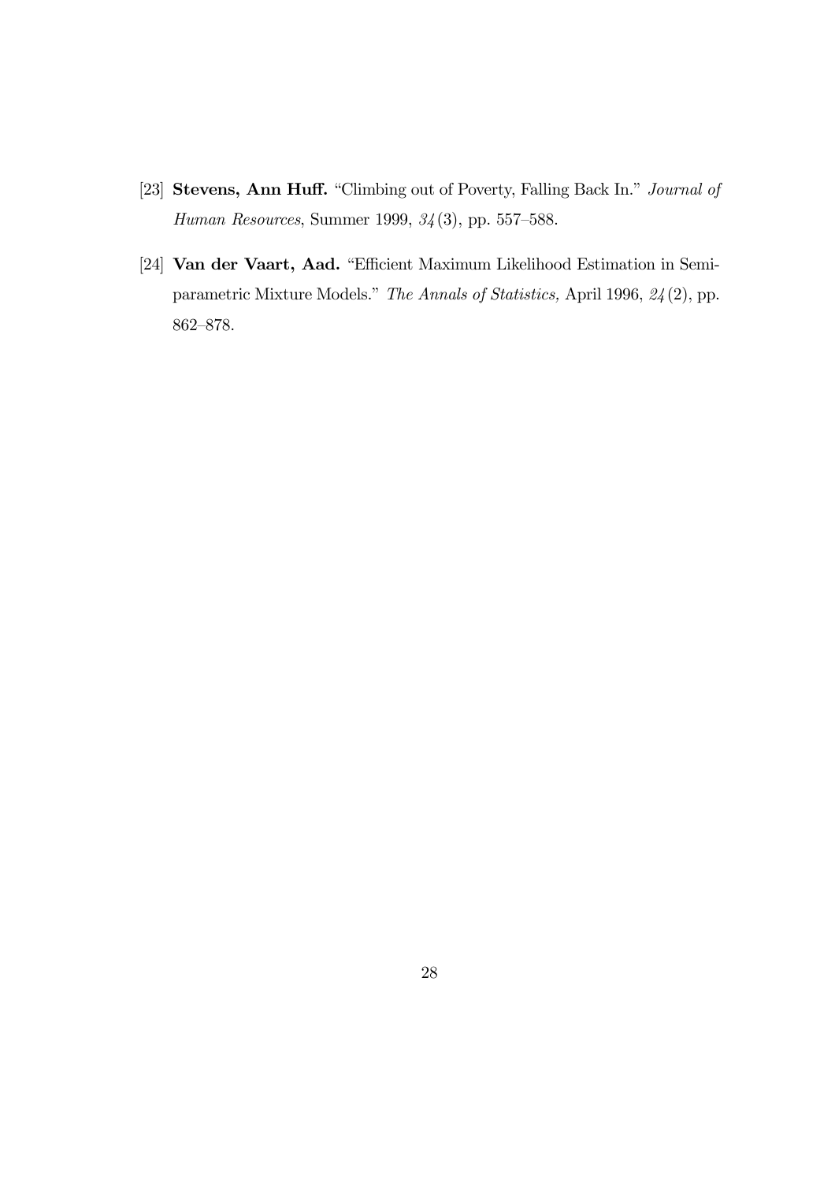[23] **Stevens, Ann Huff.** "Climbing out of Poverty, Falling Back In." *Journal of Human Resources*, Summer 1999, *34*(3), pp. 557–588.

[24] **Van der Vaart, Aad.** "Efficient Maximum Likelihood Estimation in Semiparametric Mixture Models." *The Annals of Statistics,* April 1996, *24*(2), pp. 862–878.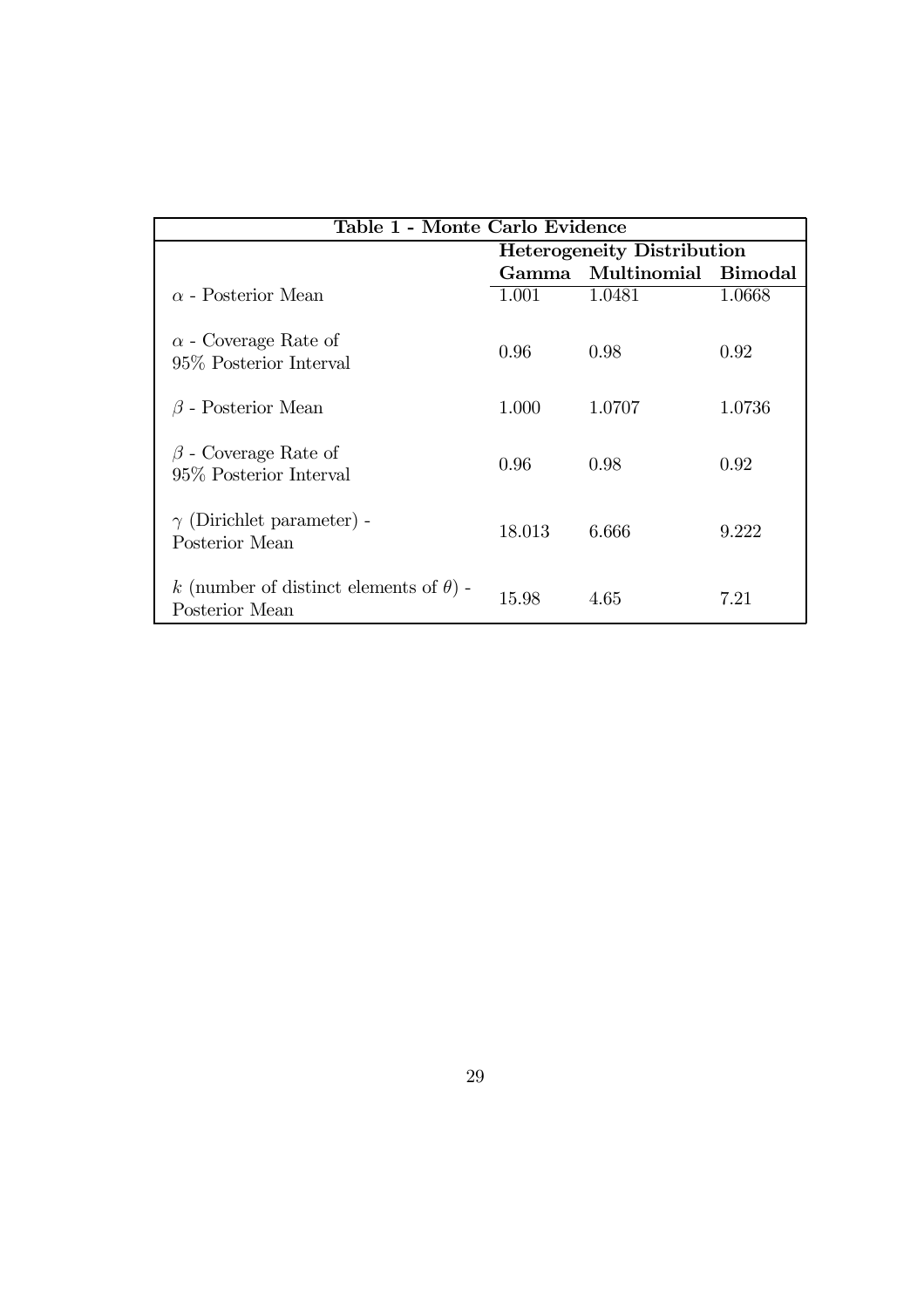| Table 1 - Monte Carlo Evidence | | | |
|---|---|---|---|
| | **Heterogeneity Distribution** | | |
| | **Gamma** | **Multinomial** | **Bimodal** |
| $\alpha$ - Posterior Mean | 1.001 | 1.0481 | 1.0668 |
| $\alpha$ - Coverage Rate of 95% Posterior Interval | 0.96 | 0.98 | 0.92 |
| $\beta$ - Posterior Mean | 1.000 | 1.0707 | 1.0736 |
| $\beta$ - Coverage Rate of 95% Posterior Interval | 0.96 | 0.98 | 0.92 |
| $\gamma$ (Dirichlet parameter) - Posterior Mean | 18.013 | 6.666 | 9.222 |
| $k$ (number of distinct elements of $\theta$) - Posterior Mean | 15.98 | 4.65 | 7.21 |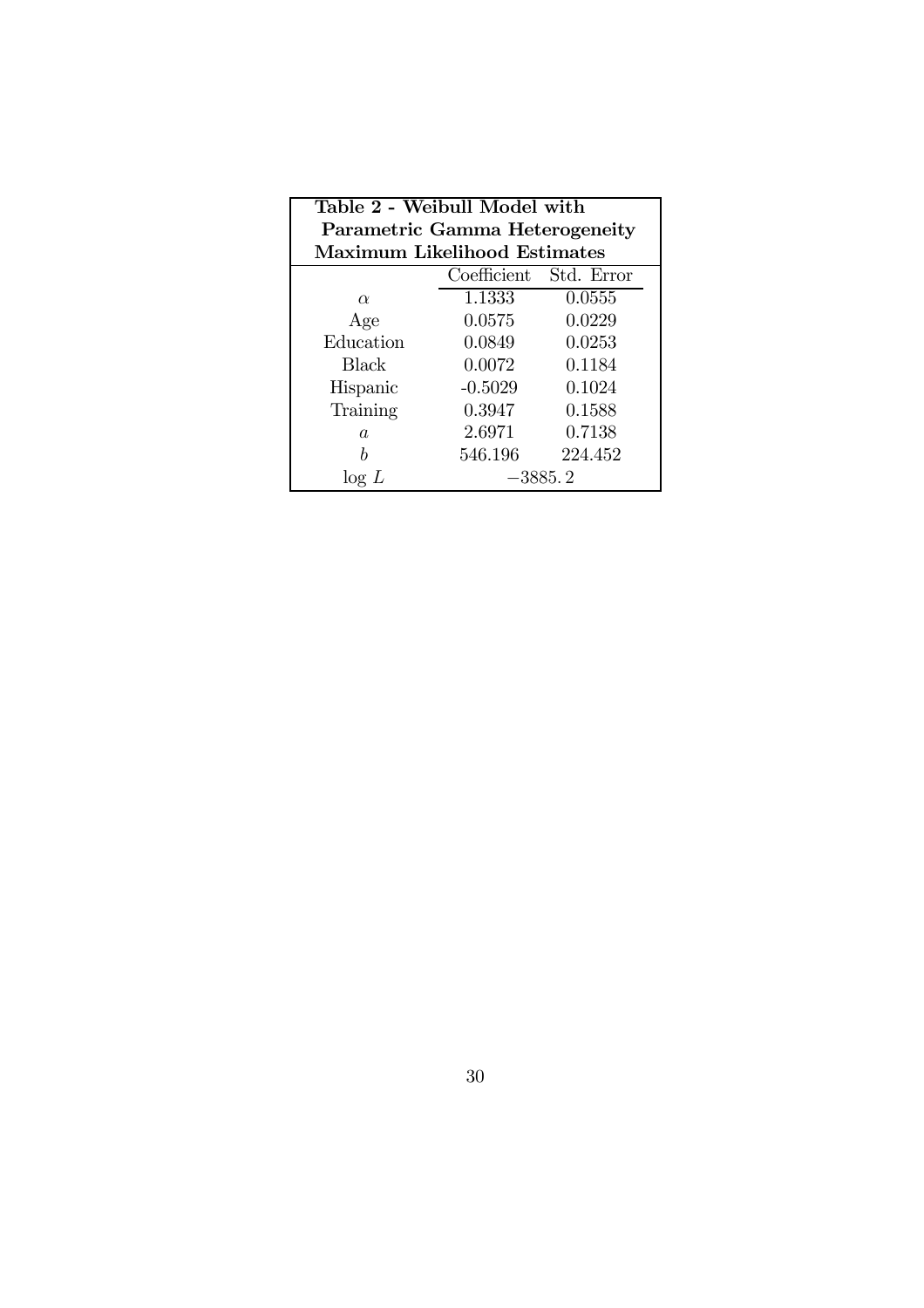**Table 2 - Weibull Model with Parametric Gamma Heterogeneity Maximum Likelihood Estimates**

| | Coefficient | Std. Error |
|---|---|---|
| $\alpha$ | 1.1333 | 0.0555 |
| Age | 0.0575 | 0.0229 |
| Education | 0.0849 | 0.0253 |
| Black | 0.0072 | 0.1184 |
| Hispanic | -0.5029 | 0.1024 |
| Training | 0.3947 | 0.1588 |
| $a$ | 2.6971 | 0.7138 |
| $b$ | 546.196 | 224.452 |
| $\log L$ | $-3885.2$ | |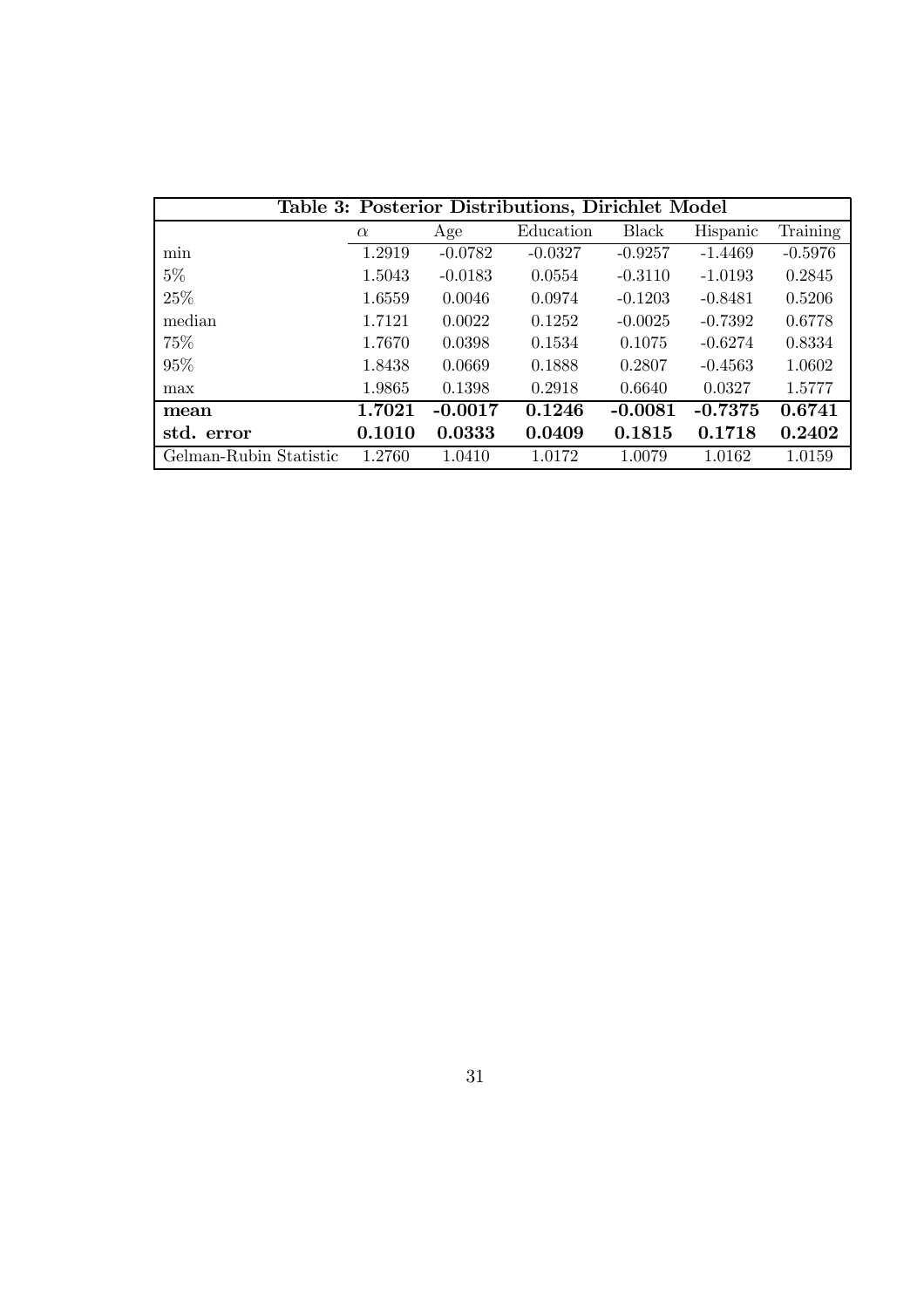**Table 3: Posterior Distributions, Dirichlet Model**

| | $\alpha$ | Age | Education | Black | Hispanic | Training |
|---|---|---|---|---|---|---|
| min | 1.2919 | -0.0782 | -0.0327 | -0.9257 | -1.4469 | -0.5976 |
| 5% | 1.5043 | -0.0183 | 0.0554 | -0.3110 | -1.0193 | 0.2845 |
| 25% | 1.6559 | 0.0046 | 0.0974 | -0.1203 | -0.8481 | 0.5206 |
| median | 1.7121 | 0.0022 | 0.1252 | -0.0025 | -0.7392 | 0.6778 |
| 75% | 1.7670 | 0.0398 | 0.1534 | 0.1075 | -0.6274 | 0.8334 |
| 95% | 1.8438 | 0.0669 | 0.1888 | 0.2807 | -0.4563 | 1.0602 |
| max | 1.9865 | 0.1398 | 0.2918 | 0.6640 | 0.0327 | 1.5777 |
| **mean** | **1.7021** | **-0.0017** | **0.1246** | **-0.0081** | **-0.7375** | **0.6741** |
| **std. error** | **0.1010** | **0.0333** | **0.0409** | **0.1815** | **0.1718** | **0.2402** |
| Gelman-Rubin Statistic | 1.2760 | 1.0410 | 1.0172 | 1.0079 | 1.0162 | 1.0159 |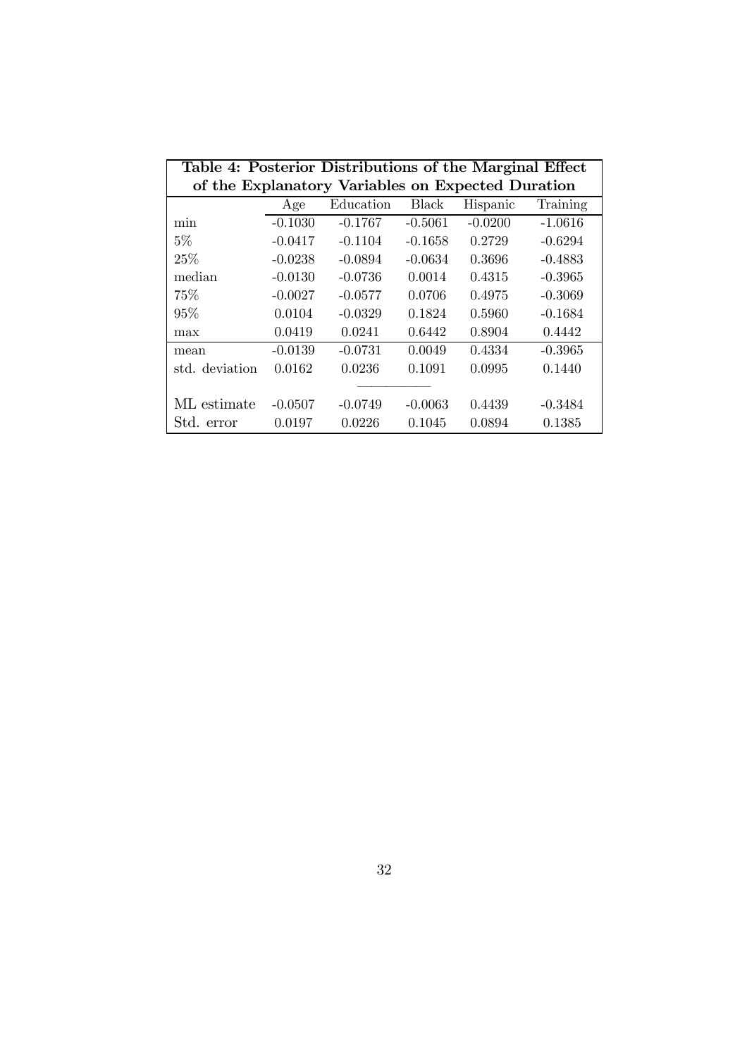**Table 4: Posterior Distributions of the Marginal Effect of the Explanatory Variables on Expected Duration**

| | Age | Education | Black | Hispanic | Training |
|---|---|---|---|---|---|
| min | -0.1030 | -0.1767 | -0.5061 | -0.0200 | -1.0616 |
| 5% | -0.0417 | -0.1104 | -0.1658 | 0.2729 | -0.6294 |
| 25% | -0.0238 | -0.0894 | -0.0634 | 0.3696 | -0.4883 |
| median | -0.0130 | -0.0736 | 0.0014 | 0.4315 | -0.3965 |
| 75% | -0.0027 | -0.0577 | 0.0706 | 0.4975 | -0.3069 |
| 95% | 0.0104 | -0.0329 | 0.1824 | 0.5960 | -0.1684 |
| max | 0.0419 | 0.0241 | 0.6442 | 0.8904 | 0.4442 |
| mean | -0.0139 | -0.0731 | 0.0049 | 0.4334 | -0.3965 |
| std. deviation | 0.0162 | 0.0236 | 0.1091 | 0.0995 | 0.1440 |
| ML estimate | -0.0507 | -0.0749 | -0.0063 | 0.4439 | -0.3484 |
| Std. error | 0.0197 | 0.0226 | 0.1045 | 0.0894 | 0.1385 |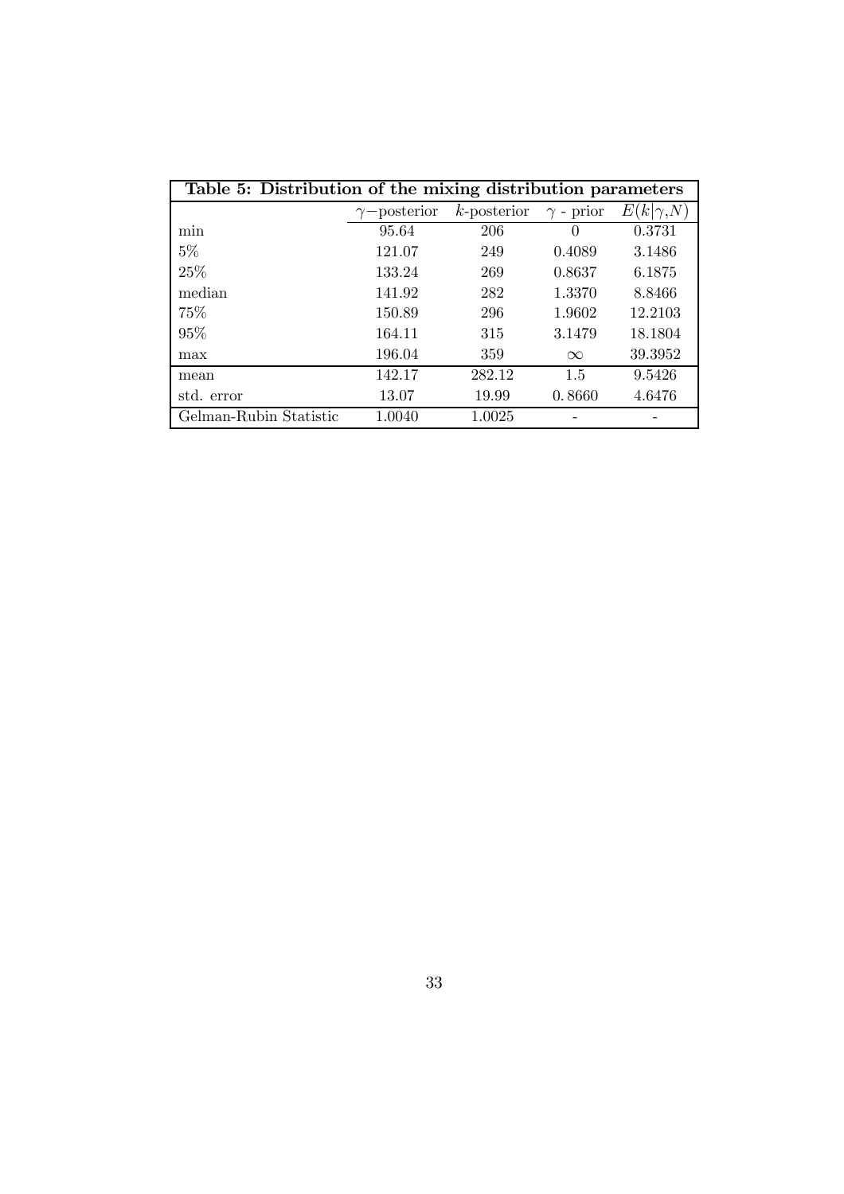**Table 5: Distribution of the mixing distribution parameters**

| | $\gamma-$posterior | $k$-posterior | $\gamma$ - prior | $E(k\|\gamma,N)$ |
|---|---|---|---|---|
| min | 95.64 | 206 | 0 | 0.3731 |
| 5% | 121.07 | 249 | 0.4089 | 3.1486 |
| 25% | 133.24 | 269 | 0.8637 | 6.1875 |
| median | 141.92 | 282 | 1.3370 | 8.8466 |
| 75% | 150.89 | 296 | 1.9602 | 12.2103 |
| 95% | 164.11 | 315 | 3.1479 | 18.1804 |
| max | 196.04 | 359 | $\infty$ | 39.3952 |
| mean | 142.17 | 282.12 | 1.5 | 9.5426 |
| std. error | 13.07 | 19.99 | 0.8660 | 4.6476 |
| Gelman-Rubin Statistic | 1.0040 | 1.0025 | - | - |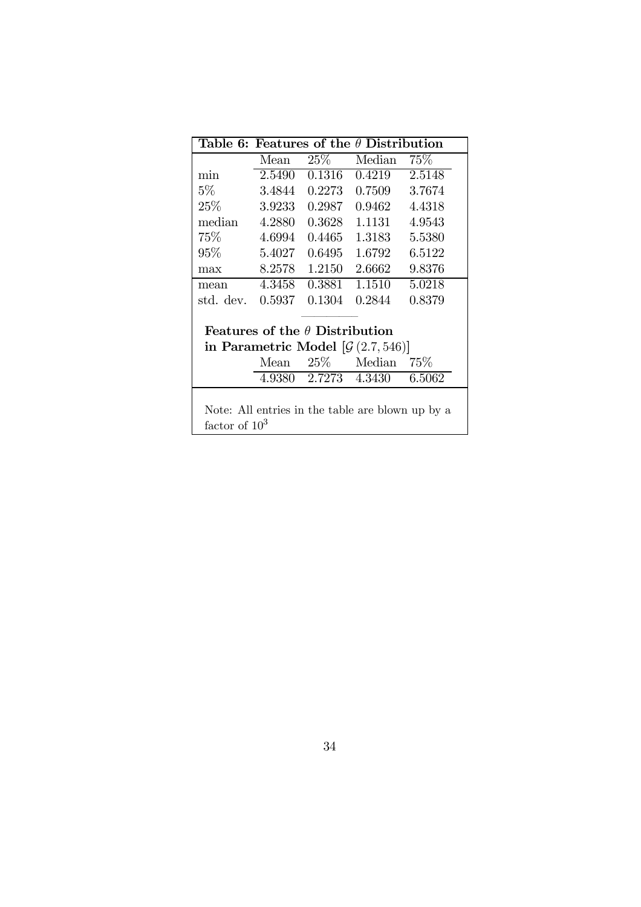**Table 6: Features of the $\theta$ Distribution**

| | Mean | 25% | Median | 75% |
|---|---|---|---|---|
| min | 2.5490 | 0.1316 | 0.4219 | 2.5148 |
| 5% | 3.4844 | 0.2273 | 0.7509 | 3.7674 |
| 25% | 3.9233 | 0.2987 | 0.9462 | 4.4318 |
| median | 4.2880 | 0.3628 | 1.1131 | 4.9543 |
| 75% | 4.6994 | 0.4465 | 1.3183 | 5.5380 |
| 95% | 5.4027 | 0.6495 | 1.6792 | 6.5122 |
| max | 8.2578 | 1.2150 | 2.6662 | 9.8376 |
| mean | 4.3458 | 0.3881 | 1.1510 | 5.0218 |
| std. dev. | 0.5937 | 0.1304 | 0.2844 | 0.8379 |

**Features of the $\theta$ Distribution in Parametric Model $[\mathcal{G}(2.7, 546)]$**

| | Mean | 25% | Median | 75% |
|---|---|---|---|---|
| | 4.9380 | 2.7273 | 4.3430 | 6.5062 |

Note: All entries in the table are blown up by a factor of $10^3$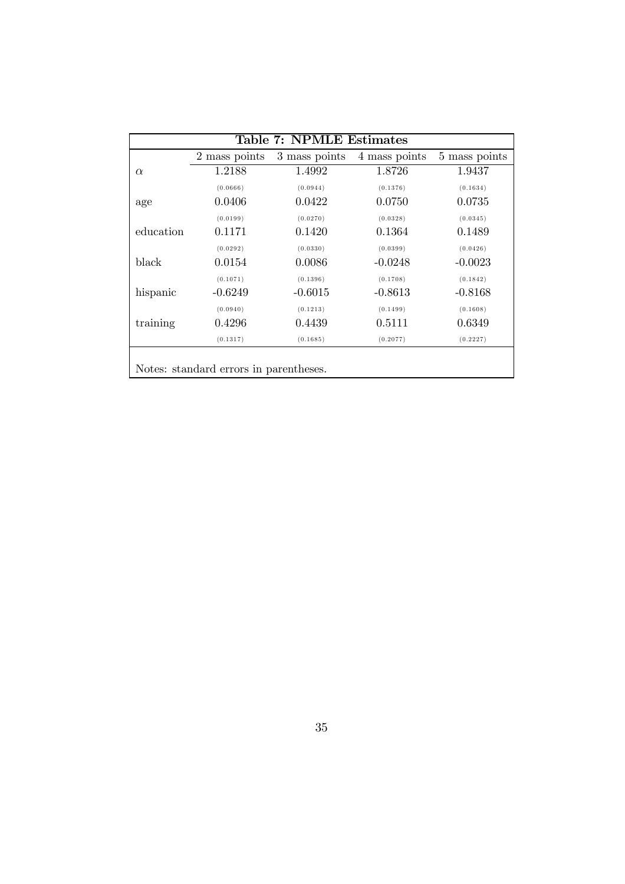**Table 7: NPMLE Estimates**

| | 2 mass points | 3 mass points | 4 mass points | 5 mass points |
|---|---|---|---|---|
| $\alpha$ | 1.2188 | 1.4992 | 1.8726 | 1.9437 |
| | (0.0666) | (0.0944) | (0.1376) | (0.1634) |
| age | 0.0406 | 0.0422 | 0.0750 | 0.0735 |
| | (0.0199) | (0.0270) | (0.0328) | (0.0345) |
| education | 0.1171 | 0.1420 | 0.1364 | 0.1489 |
| | (0.0292) | (0.0330) | (0.0399) | (0.0426) |
| black | 0.0154 | 0.0086 | -0.0248 | -0.0023 |
| | (0.1071) | (0.1396) | (0.1708) | (0.1842) |
| hispanic | -0.6249 | -0.6015 | -0.8613 | -0.8168 |
| | (0.0940) | (0.1213) | (0.1499) | (0.1608) |
| training | 0.4296 | 0.4439 | 0.5111 | 0.6349 |
| | (0.1317) | (0.1685) | (0.2077) | (0.2227) |

Notes: standard errors in parentheses.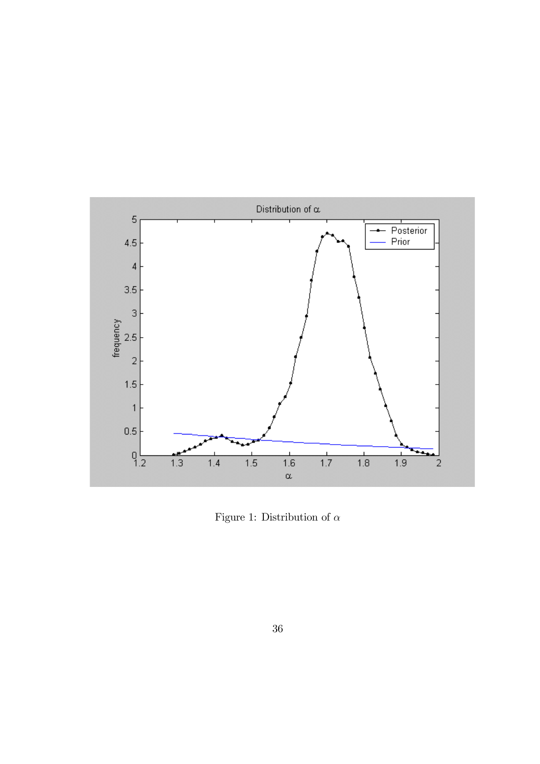Distribution of $\alpha$

Posterior

Prior

frequency

$\alpha$

5
4.5
4
3.5
3
2.5
2
1.5
1
0.5
0

1.2
1.3
1.4
1.5
1.6
1.7
1.8
1.9
2

Figure 1: Distribution of $\alpha$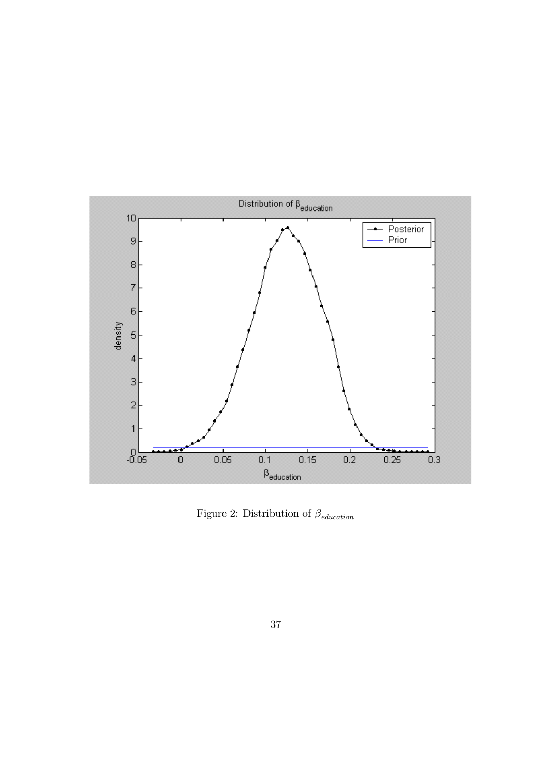Distribution of $\beta_{education}$

10
9
8
7
6
5
4
3
2
1
0

density

-0.05
0
0.05
0.1
0.15
0.2
0.25
0.3

$\beta_{education}$

Posterior
Prior

Figure 2: Distribution of $\beta_{education}$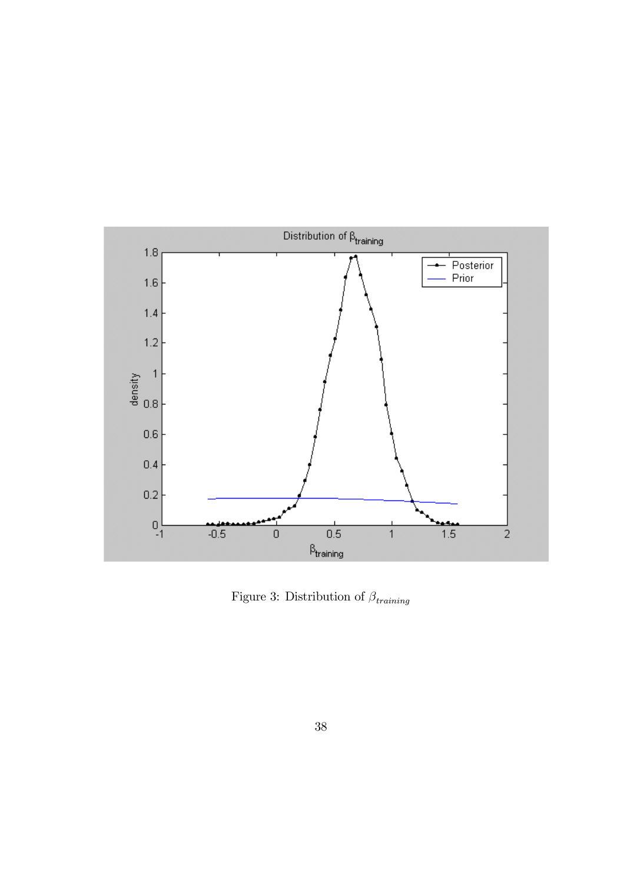Distribution of $\beta_{training}$

density

1.8
1.6
1.4
1.2
1
0.8
0.6
0.4
0.2
0

-1
-0.5
0
0.5
1
1.5
2

$\beta_{training}$

Posterior
Prior

Figure 3: Distribution of $\beta_{training}$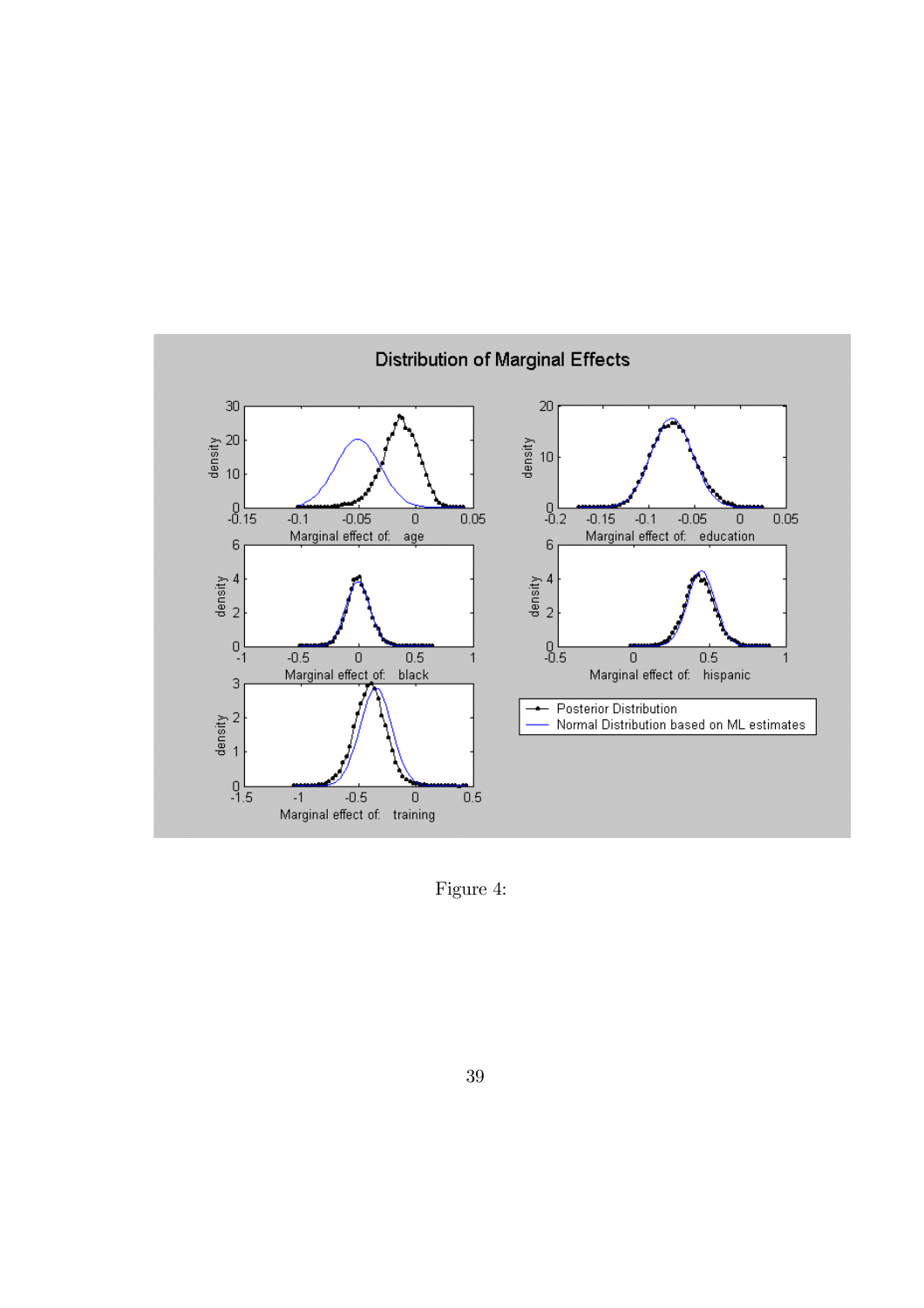Distribution of Marginal Effects

density

Marginal effect of: age

Marginal effect of: education

Marginal effect of: black

Marginal effect of: hispanic

Marginal effect of: training

Posterior Distribution

Normal Distribution based on ML estimates

Figure 4: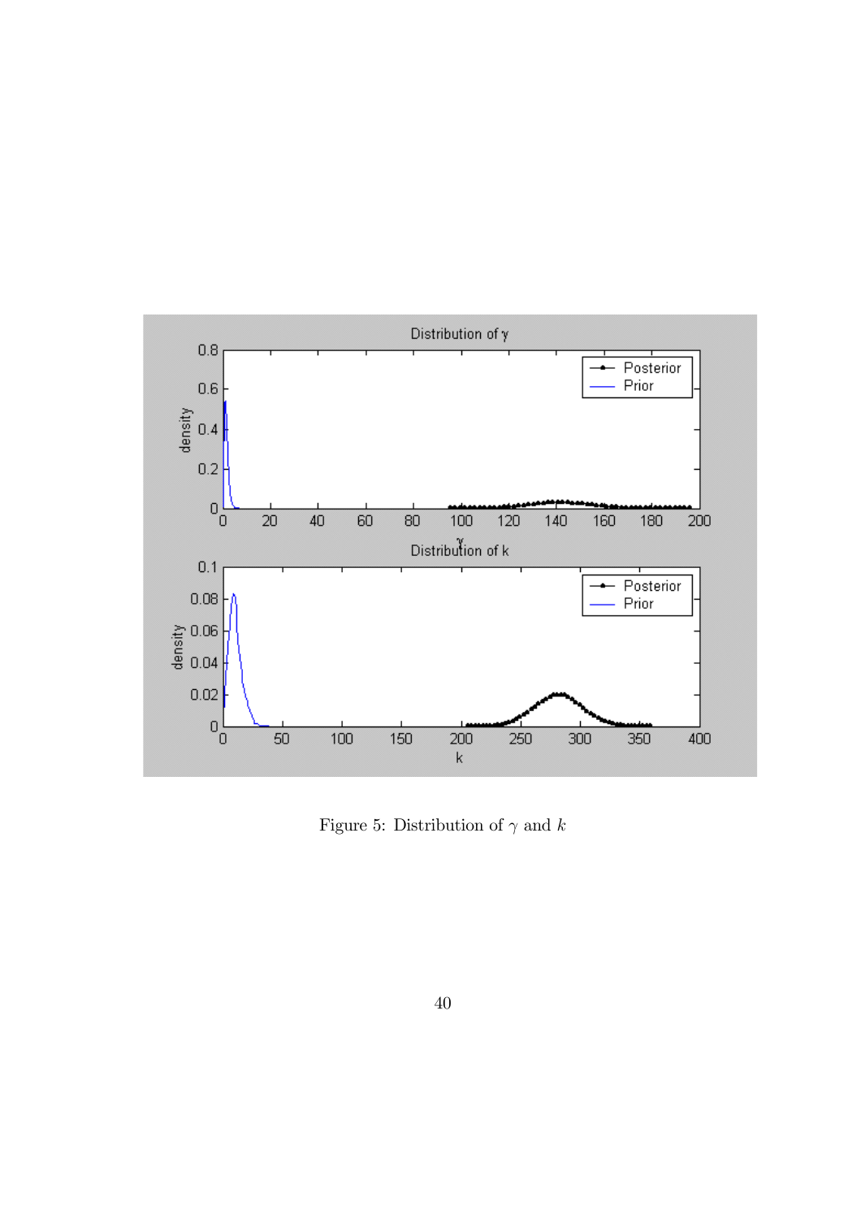Figure 5: Distribution of $\gamma$ and $k$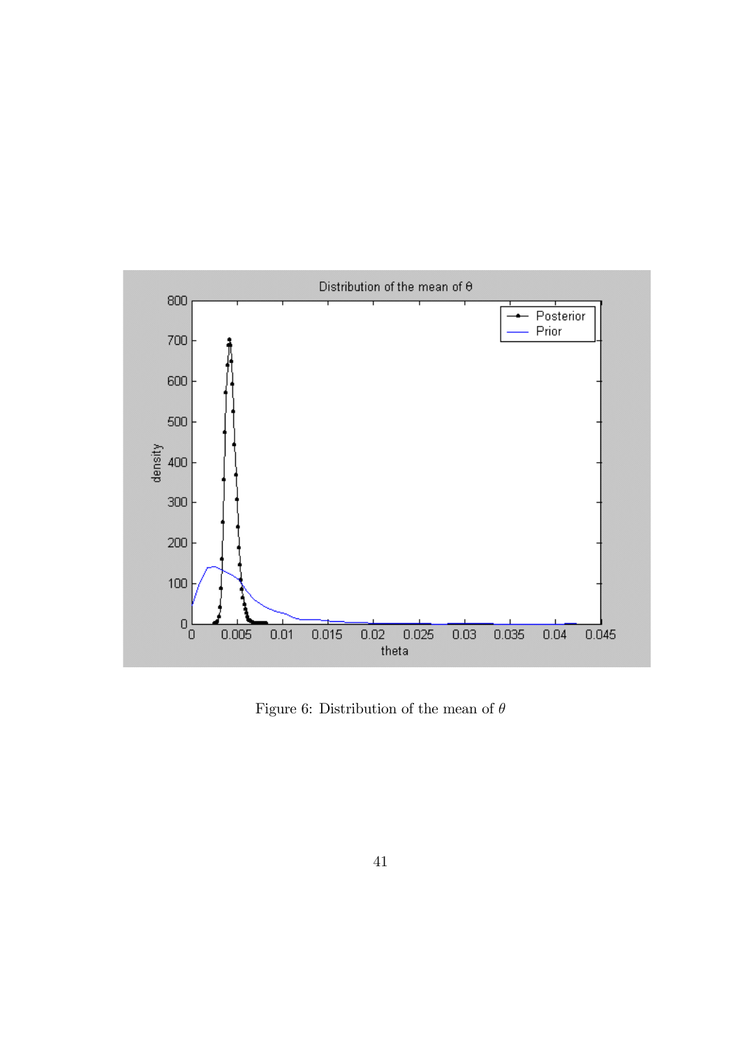Distribution of the mean of θ

800
700
600
500
400
300
200
100
0

density

0
0.005
0.01
0.015
0.02
0.025
0.03
0.035
0.04
0.045

theta

Posterior
Prior

Figure 6: Distribution of the mean of $\theta$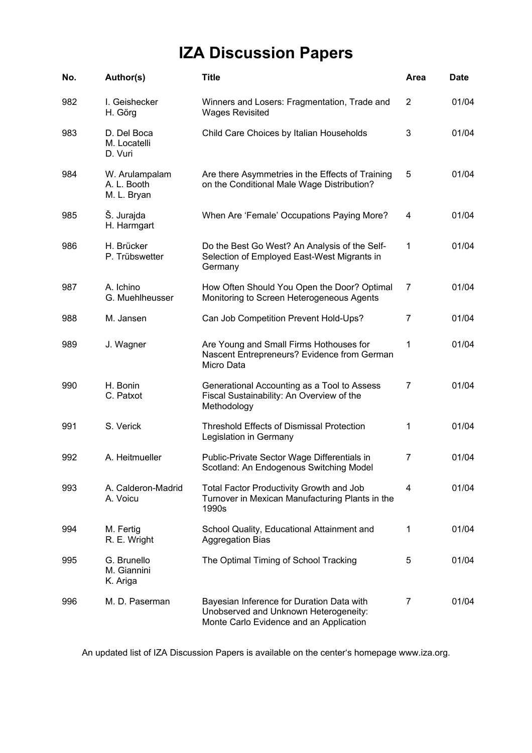# IZA Discussion Papers

| No. | Author(s) | Title | Area | Date |
|---|---|---|---|---|
| 982 | I. Geishecker<br>H. Görg | Winners and Losers: Fragmentation, Trade and Wages Revisited | 2 | 01/04 |
| 983 | D. Del Boca<br>M. Locatelli<br>D. Vuri | Child Care Choices by Italian Households | 3 | 01/04 |
| 984 | W. Arulampalam<br>A. L. Booth<br>M. L. Bryan | Are there Asymmetries in the Effects of Training on the Conditional Male Wage Distribution? | 5 | 01/04 |
| 985 | Š. Jurajda<br>H. Harmgart | When Are 'Female' Occupations Paying More? | 4 | 01/04 |
| 986 | H. Brücker<br>P. Trübswetter | Do the Best Go West? An Analysis of the Self-Selection of Employed East-West Migrants in Germany | 1 | 01/04 |
| 987 | A. Ichino<br>G. Muehlheusser | How Often Should You Open the Door? Optimal Monitoring to Screen Heterogeneous Agents | 7 | 01/04 |
| 988 | M. Jansen | Can Job Competition Prevent Hold-Ups? | 7 | 01/04 |
| 989 | J. Wagner | Are Young and Small Firms Hothouses for Nascent Entrepreneurs? Evidence from German Micro Data | 1 | 01/04 |
| 990 | H. Bonin<br>C. Patxot | Generational Accounting as a Tool to Assess Fiscal Sustainability: An Overview of the Methodology | 7 | 01/04 |
| 991 | S. Verick | Threshold Effects of Dismissal Protection Legislation in Germany | 1 | 01/04 |
| 992 | A. Heitmueller | Public-Private Sector Wage Differentials in Scotland: An Endogenous Switching Model | 7 | 01/04 |
| 993 | A. Calderon-Madrid<br>A. Voicu | Total Factor Productivity Growth and Job Turnover in Mexican Manufacturing Plants in the 1990s | 4 | 01/04 |
| 994 | M. Fertig<br>R. E. Wright | School Quality, Educational Attainment and Aggregation Bias | 1 | 01/04 |
| 995 | G. Brunello<br>M. Giannini<br>K. Ariga | The Optimal Timing of School Tracking | 5 | 01/04 |
| 996 | M. D. Paserman | Bayesian Inference for Duration Data with Unobserved and Unknown Heterogeneity: Monte Carlo Evidence and an Application | 7 | 01/04 |

An updated list of IZA Discussion Papers is available on the center's homepage www.iza.org.